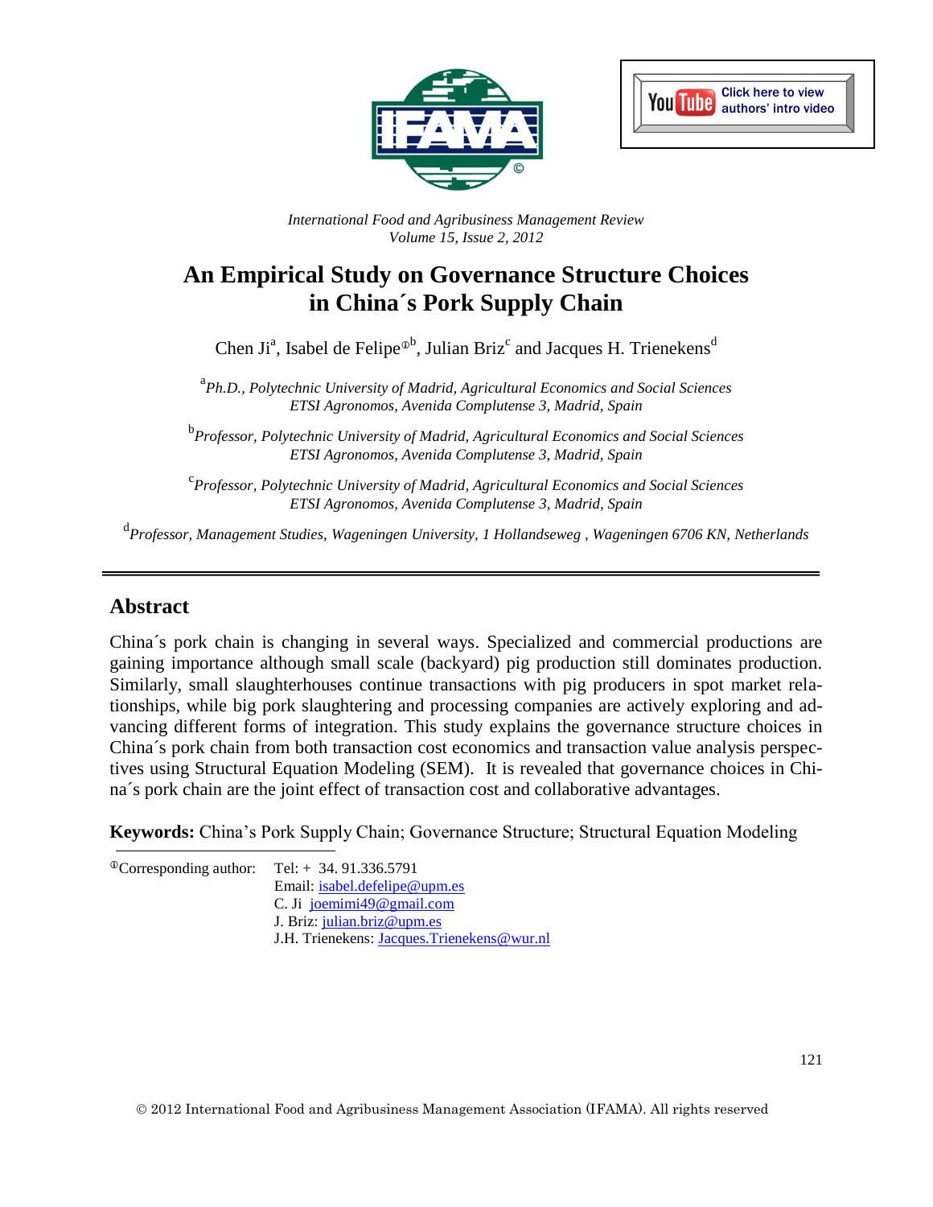*International Food and Agribusiness Management Review*
*Volume 15, Issue 2, 2012*

# An Empirical Study on Governance Structure Choices in China´s Pork Supply Chain

Chen Ji[a], Isabel de Felipe[ⓘb], Julian Briz[c] and Jacques H. Trienekens[d]

[a]*Ph.D., Polytechnic University of Madrid, Agricultural Economics and Social Sciences ETSI Agronomos, Avenida Complutense 3, Madrid, Spain*

[b]*Professor, Polytechnic University of Madrid, Agricultural Economics and Social Sciences ETSI Agronomos, Avenida Complutense 3, Madrid, Spain*

[c]*Professor, Polytechnic University of Madrid, Agricultural Economics and Social Sciences ETSI Agronomos, Avenida Complutense 3, Madrid, Spain*

[d]*Professor, Management Studies, Wageningen University, 1 Hollandseweg , Wageningen 6706 KN, Netherlands*

## Abstract

China´s pork chain is changing in several ways. Specialized and commercial productions are gaining importance although small scale (backyard) pig production still dominates production. Similarly, small slaughterhouses continue transactions with pig producers in spot market relationships, while big pork slaughtering and processing companies are actively exploring and advancing different forms of integration. This study explains the governance structure choices in China´s pork chain from both transaction cost economics and transaction value analysis perspectives using Structural Equation Modeling (SEM). It is revealed that governance choices in China´s pork chain are the joint effect of transaction cost and collaborative advantages.

**Keywords:** China's Pork Supply Chain; Governance Structure; Structural Equation Modeling

ⓘCorresponding author: Tel: + 34. 91.336.5791
Email: isabel.defelipe@upm.es
C. Ji joemimi49@gmail.com
J. Briz: julian.briz@upm.es
J.H. Trienekens: Jacques.Trienekens@wur.nl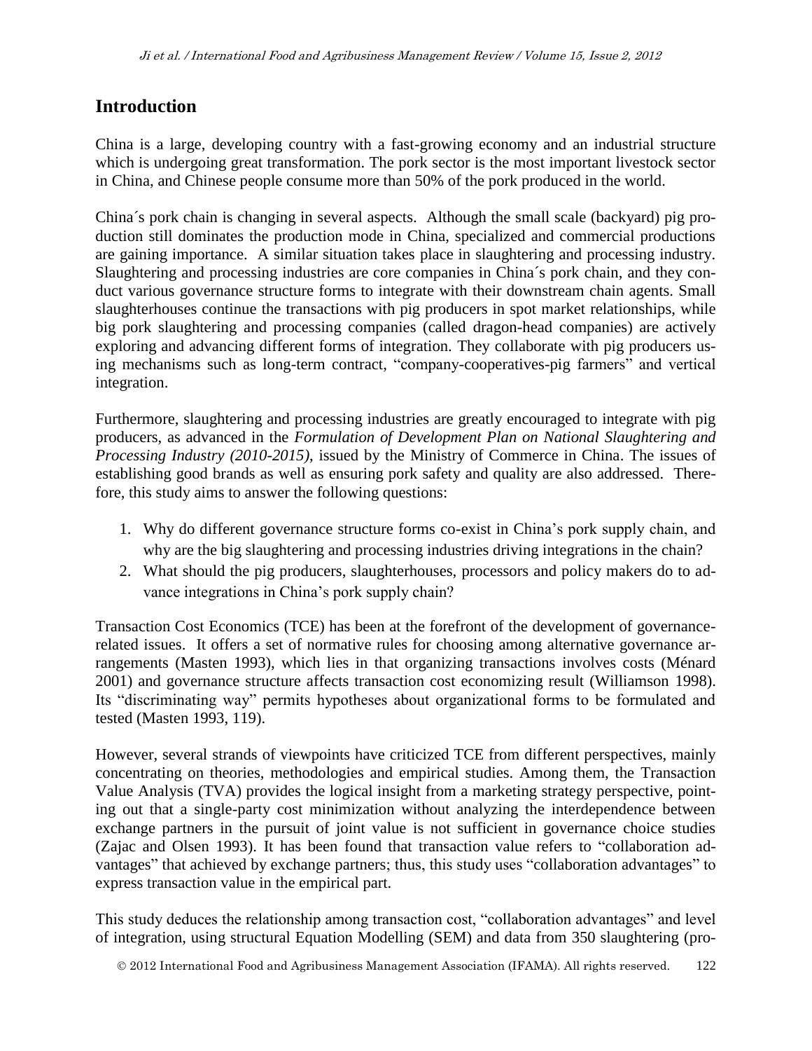## Introduction

China is a large, developing country with a fast-growing economy and an industrial structure which is undergoing great transformation. The pork sector is the most important livestock sector in China, and Chinese people consume more than 50% of the pork produced in the world.

China´s pork chain is changing in several aspects. Although the small scale (backyard) pig production still dominates the production mode in China, specialized and commercial productions are gaining importance. A similar situation takes place in slaughtering and processing industry. Slaughtering and processing industries are core companies in China´s pork chain, and they conduct various governance structure forms to integrate with their downstream chain agents. Small slaughterhouses continue the transactions with pig producers in spot market relationships, while big pork slaughtering and processing companies (called dragon-head companies) are actively exploring and advancing different forms of integration. They collaborate with pig producers using mechanisms such as long-term contract, "company-cooperatives-pig farmers" and vertical integration.

Furthermore, slaughtering and processing industries are greatly encouraged to integrate with pig producers, as advanced in the *Formulation of Development Plan on National Slaughtering and Processing Industry (2010-2015)*, issued by the Ministry of Commerce in China. The issues of establishing good brands as well as ensuring pork safety and quality are also addressed. Therefore, this study aims to answer the following questions:

1. Why do different governance structure forms co-exist in China's pork supply chain, and why are the big slaughtering and processing industries driving integrations in the chain?
2. What should the pig producers, slaughterhouses, processors and policy makers do to advance integrations in China's pork supply chain?

Transaction Cost Economics (TCE) has been at the forefront of the development of governance-related issues. It offers a set of normative rules for choosing among alternative governance arrangements (Masten 1993), which lies in that organizing transactions involves costs (Ménard 2001) and governance structure affects transaction cost economizing result (Williamson 1998). Its "discriminating way" permits hypotheses about organizational forms to be formulated and tested (Masten 1993, 119).

However, several strands of viewpoints have criticized TCE from different perspectives, mainly concentrating on theories, methodologies and empirical studies. Among them, the Transaction Value Analysis (TVA) provides the logical insight from a marketing strategy perspective, pointing out that a single-party cost minimization without analyzing the interdependence between exchange partners in the pursuit of joint value is not sufficient in governance choice studies (Zajac and Olsen 1993). It has been found that transaction value refers to "collaboration advantages" that achieved by exchange partners; thus, this study uses "collaboration advantages" to express transaction value in the empirical part.

This study deduces the relationship among transaction cost, "collaboration advantages" and level of integration, using structural Equation Modelling (SEM) and data from 350 slaughtering (pro-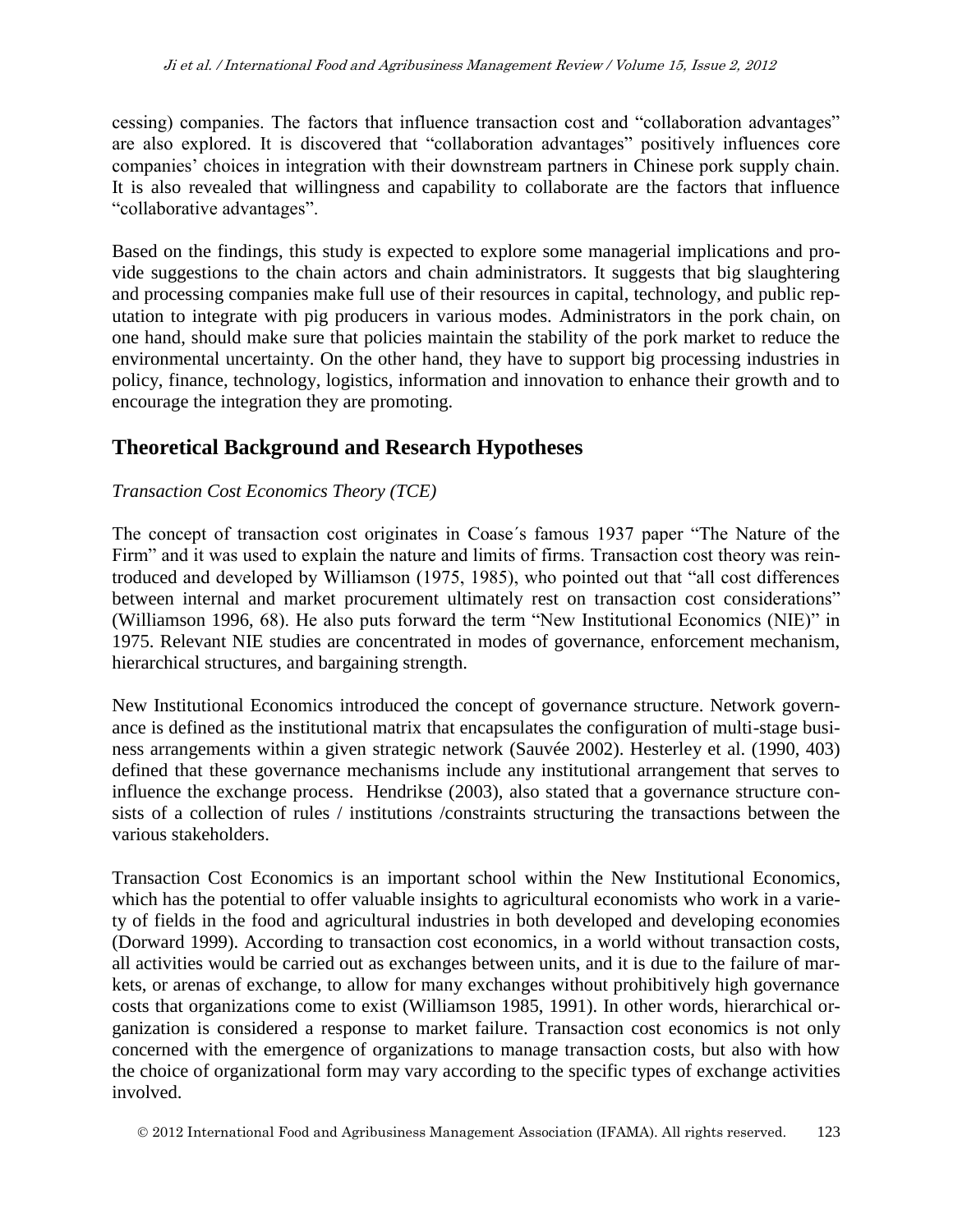cessing) companies. The factors that influence transaction cost and "collaboration advantages" are also explored. It is discovered that "collaboration advantages" positively influences core companies' choices in integration with their downstream partners in Chinese pork supply chain. It is also revealed that willingness and capability to collaborate are the factors that influence "collaborative advantages".

Based on the findings, this study is expected to explore some managerial implications and provide suggestions to the chain actors and chain administrators. It suggests that big slaughtering and processing companies make full use of their resources in capital, technology, and public reputation to integrate with pig producers in various modes. Administrators in the pork chain, on one hand, should make sure that policies maintain the stability of the pork market to reduce the environmental uncertainty. On the other hand, they have to support big processing industries in policy, finance, technology, logistics, information and innovation to enhance their growth and to encourage the integration they are promoting.

## Theoretical Background and Research Hypotheses

*Transaction Cost Economics Theory (TCE)*

The concept of transaction cost originates in Coase´s famous 1937 paper "The Nature of the Firm" and it was used to explain the nature and limits of firms. Transaction cost theory was reintroduced and developed by Williamson (1975, 1985), who pointed out that "all cost differences between internal and market procurement ultimately rest on transaction cost considerations" (Williamson 1996, 68). He also puts forward the term "New Institutional Economics (NIE)" in 1975. Relevant NIE studies are concentrated in modes of governance, enforcement mechanism, hierarchical structures, and bargaining strength.

New Institutional Economics introduced the concept of governance structure. Network governance is defined as the institutional matrix that encapsulates the configuration of multi-stage business arrangements within a given strategic network (Sauvée 2002). Hesterley et al. (1990, 403) defined that these governance mechanisms include any institutional arrangement that serves to influence the exchange process. Hendrikse (2003), also stated that a governance structure consists of a collection of rules / institutions /constraints structuring the transactions between the various stakeholders.

Transaction Cost Economics is an important school within the New Institutional Economics, which has the potential to offer valuable insights to agricultural economists who work in a variety of fields in the food and agricultural industries in both developed and developing economies (Dorward 1999). According to transaction cost economics, in a world without transaction costs, all activities would be carried out as exchanges between units, and it is due to the failure of markets, or arenas of exchange, to allow for many exchanges without prohibitively high governance costs that organizations come to exist (Williamson 1985, 1991). In other words, hierarchical organization is considered a response to market failure. Transaction cost economics is not only concerned with the emergence of organizations to manage transaction costs, but also with how the choice of organizational form may vary according to the specific types of exchange activities involved.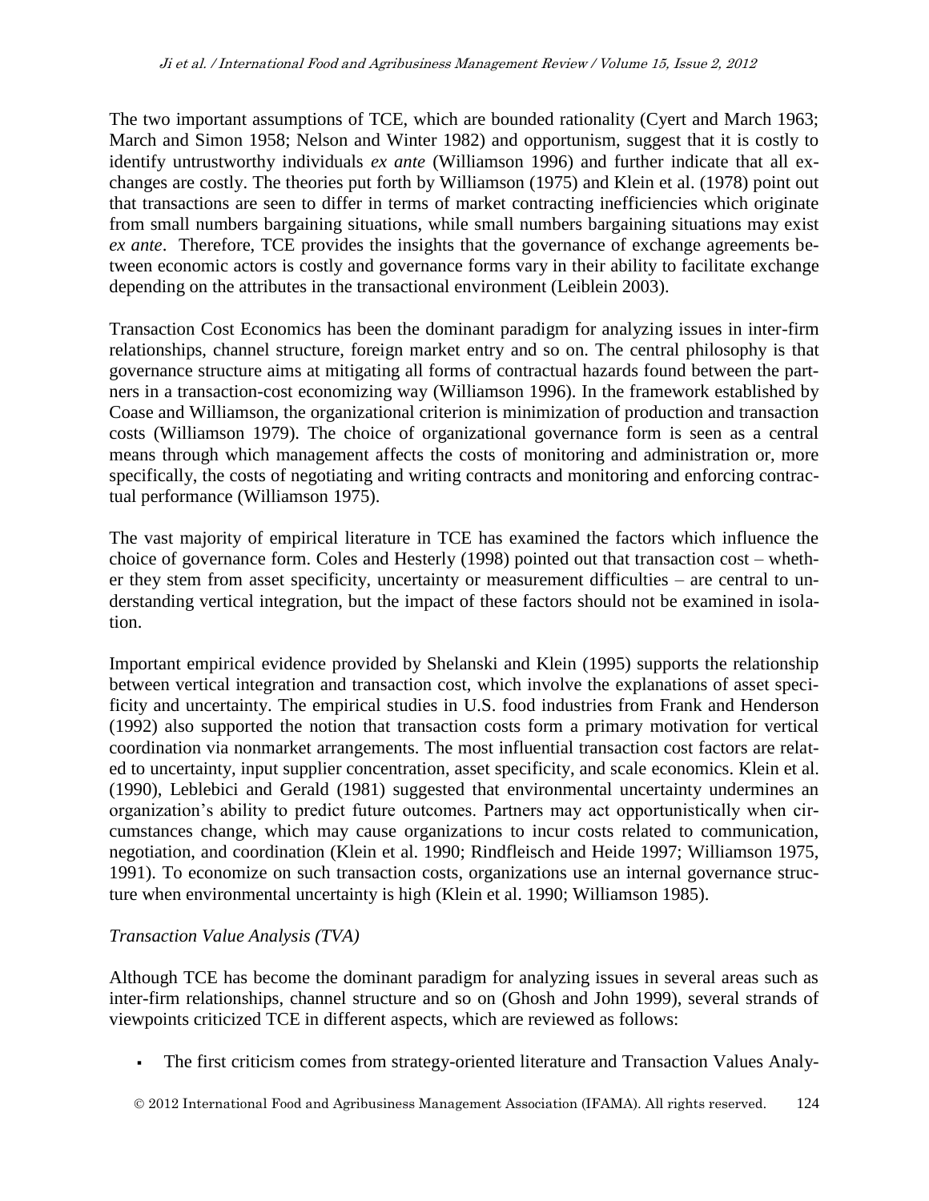The two important assumptions of TCE, which are bounded rationality (Cyert and March 1963; March and Simon 1958; Nelson and Winter 1982) and opportunism, suggest that it is costly to identify untrustworthy individuals *ex ante* (Williamson 1996) and further indicate that all exchanges are costly. The theories put forth by Williamson (1975) and Klein et al. (1978) point out that transactions are seen to differ in terms of market contracting inefficiencies which originate from small numbers bargaining situations, while small numbers bargaining situations may exist *ex ante*. Therefore, TCE provides the insights that the governance of exchange agreements between economic actors is costly and governance forms vary in their ability to facilitate exchange depending on the attributes in the transactional environment (Leiblein 2003).

Transaction Cost Economics has been the dominant paradigm for analyzing issues in inter-firm relationships, channel structure, foreign market entry and so on. The central philosophy is that governance structure aims at mitigating all forms of contractual hazards found between the partners in a transaction-cost economizing way (Williamson 1996). In the framework established by Coase and Williamson, the organizational criterion is minimization of production and transaction costs (Williamson 1979). The choice of organizational governance form is seen as a central means through which management affects the costs of monitoring and administration or, more specifically, the costs of negotiating and writing contracts and monitoring and enforcing contractual performance (Williamson 1975).

The vast majority of empirical literature in TCE has examined the factors which influence the choice of governance form. Coles and Hesterly (1998) pointed out that transaction cost – whether they stem from asset specificity, uncertainty or measurement difficulties – are central to understanding vertical integration, but the impact of these factors should not be examined in isolation.

Important empirical evidence provided by Shelanski and Klein (1995) supports the relationship between vertical integration and transaction cost, which involve the explanations of asset specificity and uncertainty. The empirical studies in U.S. food industries from Frank and Henderson (1992) also supported the notion that transaction costs form a primary motivation for vertical coordination via nonmarket arrangements. The most influential transaction cost factors are related to uncertainty, input supplier concentration, asset specificity, and scale economics. Klein et al. (1990), Leblebici and Gerald (1981) suggested that environmental uncertainty undermines an organization's ability to predict future outcomes. Partners may act opportunistically when circumstances change, which may cause organizations to incur costs related to communication, negotiation, and coordination (Klein et al. 1990; Rindfleisch and Heide 1997; Williamson 1975, 1991). To economize on such transaction costs, organizations use an internal governance structure when environmental uncertainty is high (Klein et al. 1990; Williamson 1985).

*Transaction Value Analysis (TVA)*

Although TCE has become the dominant paradigm for analyzing issues in several areas such as inter-firm relationships, channel structure and so on (Ghosh and John 1999), several strands of viewpoints criticized TCE in different aspects, which are reviewed as follows:

- The first criticism comes from strategy-oriented literature and Transaction Values Analy-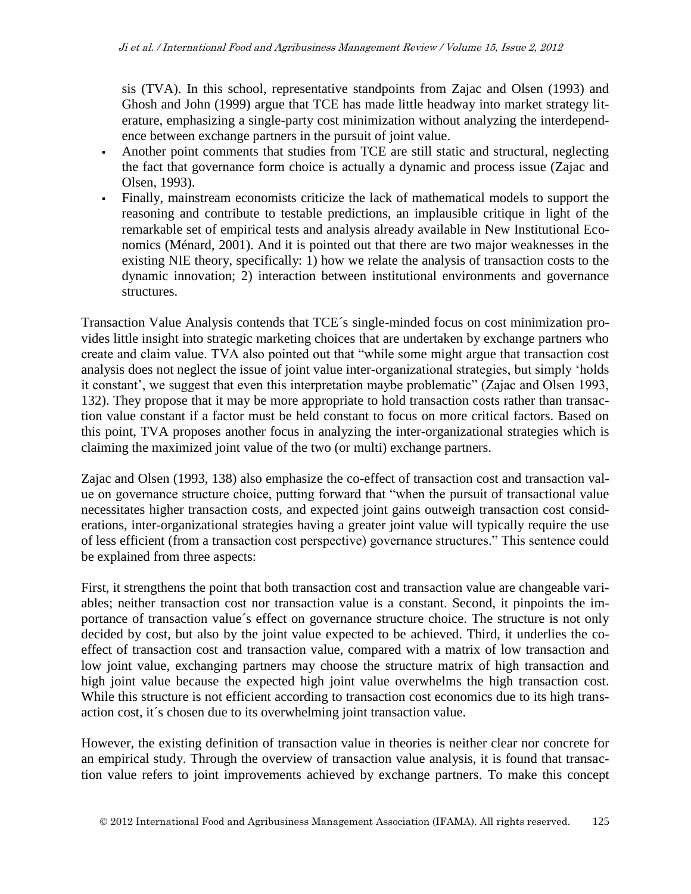sis (TVA). In this school, representative standpoints from Zajac and Olsen (1993) and Ghosh and John (1999) argue that TCE has made little headway into market strategy literature, emphasizing a single-party cost minimization without analyzing the interdependence between exchange partners in the pursuit of joint value.

- Another point comments that studies from TCE are still static and structural, neglecting the fact that governance form choice is actually a dynamic and process issue (Zajac and Olsen, 1993).
- Finally, mainstream economists criticize the lack of mathematical models to support the reasoning and contribute to testable predictions, an implausible critique in light of the remarkable set of empirical tests and analysis already available in New Institutional Economics (Ménard, 2001). And it is pointed out that there are two major weaknesses in the existing NIE theory, specifically: 1) how we relate the analysis of transaction costs to the dynamic innovation; 2) interaction between institutional environments and governance structures.

Transaction Value Analysis contends that TCE´s single-minded focus on cost minimization provides little insight into strategic marketing choices that are undertaken by exchange partners who create and claim value. TVA also pointed out that "while some might argue that transaction cost analysis does not neglect the issue of joint value inter-organizational strategies, but simply 'holds it constant', we suggest that even this interpretation maybe problematic" (Zajac and Olsen 1993, 132). They propose that it may be more appropriate to hold transaction costs rather than transaction value constant if a factor must be held constant to focus on more critical factors. Based on this point, TVA proposes another focus in analyzing the inter-organizational strategies which is claiming the maximized joint value of the two (or multi) exchange partners.

Zajac and Olsen (1993, 138) also emphasize the co-effect of transaction cost and transaction value on governance structure choice, putting forward that "when the pursuit of transactional value necessitates higher transaction costs, and expected joint gains outweigh transaction cost considerations, inter-organizational strategies having a greater joint value will typically require the use of less efficient (from a transaction cost perspective) governance structures." This sentence could be explained from three aspects:

First, it strengthens the point that both transaction cost and transaction value are changeable variables; neither transaction cost nor transaction value is a constant. Second, it pinpoints the importance of transaction value´s effect on governance structure choice. The structure is not only decided by cost, but also by the joint value expected to be achieved. Third, it underlies the co-effect of transaction cost and transaction value, compared with a matrix of low transaction and low joint value, exchanging partners may choose the structure matrix of high transaction and high joint value because the expected high joint value overwhelms the high transaction cost. While this structure is not efficient according to transaction cost economics due to its high transaction cost, it´s chosen due to its overwhelming joint transaction value.

However, the existing definition of transaction value in theories is neither clear nor concrete for an empirical study. Through the overview of transaction value analysis, it is found that transaction value refers to joint improvements achieved by exchange partners. To make this concept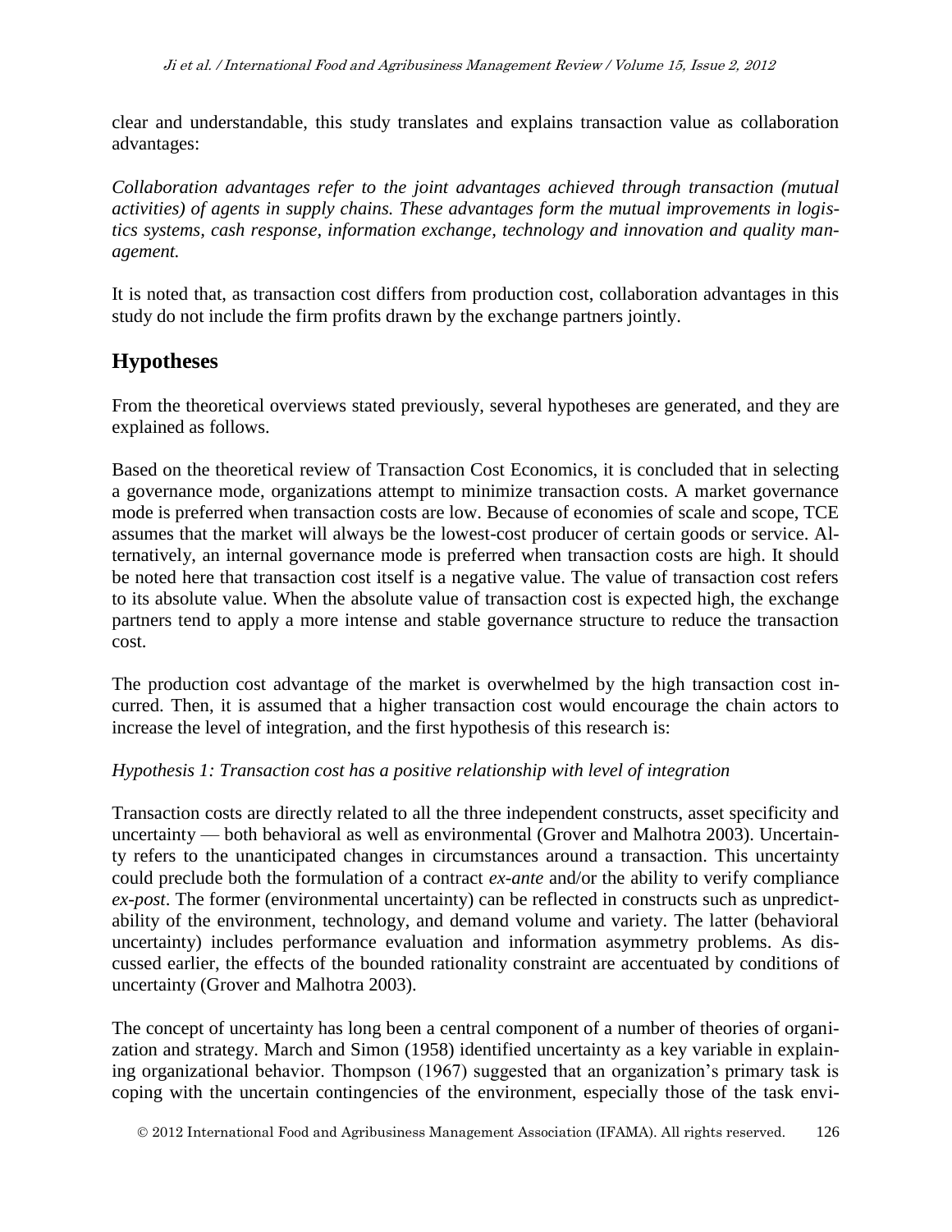clear and understandable, this study translates and explains transaction value as collaboration advantages:

*Collaboration advantages refer to the joint advantages achieved through transaction (mutual activities) of agents in supply chains. These advantages form the mutual improvements in logistics systems, cash response, information exchange, technology and innovation and quality management.*

It is noted that, as transaction cost differs from production cost, collaboration advantages in this study do not include the firm profits drawn by the exchange partners jointly.

## Hypotheses

From the theoretical overviews stated previously, several hypotheses are generated, and they are explained as follows.

Based on the theoretical review of Transaction Cost Economics, it is concluded that in selecting a governance mode, organizations attempt to minimize transaction costs. A market governance mode is preferred when transaction costs are low. Because of economies of scale and scope, TCE assumes that the market will always be the lowest-cost producer of certain goods or service. Alternatively, an internal governance mode is preferred when transaction costs are high. It should be noted here that transaction cost itself is a negative value. The value of transaction cost refers to its absolute value. When the absolute value of transaction cost is expected high, the exchange partners tend to apply a more intense and stable governance structure to reduce the transaction cost.

The production cost advantage of the market is overwhelmed by the high transaction cost incurred. Then, it is assumed that a higher transaction cost would encourage the chain actors to increase the level of integration, and the first hypothesis of this research is:

*Hypothesis 1: Transaction cost has a positive relationship with level of integration*

Transaction costs are directly related to all the three independent constructs, asset specificity and uncertainty — both behavioral as well as environmental (Grover and Malhotra 2003). Uncertainty refers to the unanticipated changes in circumstances around a transaction. This uncertainty could preclude both the formulation of a contract *ex-ante* and/or the ability to verify compliance *ex-post*. The former (environmental uncertainty) can be reflected in constructs such as unpredictability of the environment, technology, and demand volume and variety. The latter (behavioral uncertainty) includes performance evaluation and information asymmetry problems. As discussed earlier, the effects of the bounded rationality constraint are accentuated by conditions of uncertainty (Grover and Malhotra 2003).

The concept of uncertainty has long been a central component of a number of theories of organization and strategy. March and Simon (1958) identified uncertainty as a key variable in explaining organizational behavior. Thompson (1967) suggested that an organization's primary task is coping with the uncertain contingencies of the environment, especially those of the task envi-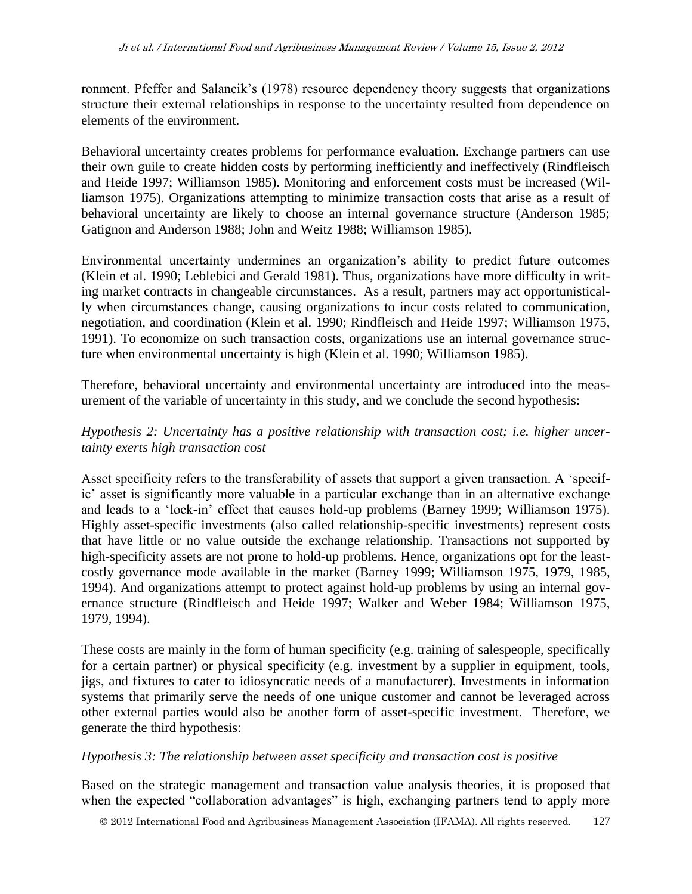ronment. Pfeffer and Salancik's (1978) resource dependency theory suggests that organizations structure their external relationships in response to the uncertainty resulted from dependence on elements of the environment.

Behavioral uncertainty creates problems for performance evaluation. Exchange partners can use their own guile to create hidden costs by performing inefficiently and ineffectively (Rindfleisch and Heide 1997; Williamson 1985). Monitoring and enforcement costs must be increased (Williamson 1975). Organizations attempting to minimize transaction costs that arise as a result of behavioral uncertainty are likely to choose an internal governance structure (Anderson 1985; Gatignon and Anderson 1988; John and Weitz 1988; Williamson 1985).

Environmental uncertainty undermines an organization's ability to predict future outcomes (Klein et al. 1990; Leblebici and Gerald 1981). Thus, organizations have more difficulty in writing market contracts in changeable circumstances. As a result, partners may act opportunistically when circumstances change, causing organizations to incur costs related to communication, negotiation, and coordination (Klein et al. 1990; Rindfleisch and Heide 1997; Williamson 1975, 1991). To economize on such transaction costs, organizations use an internal governance structure when environmental uncertainty is high (Klein et al. 1990; Williamson 1985).

Therefore, behavioral uncertainty and environmental uncertainty are introduced into the measurement of the variable of uncertainty in this study, and we conclude the second hypothesis:

*Hypothesis 2: Uncertainty has a positive relationship with transaction cost; i.e. higher uncertainty exerts high transaction cost*

Asset specificity refers to the transferability of assets that support a given transaction. A 'specific' asset is significantly more valuable in a particular exchange than in an alternative exchange and leads to a 'lock-in' effect that causes hold-up problems (Barney 1999; Williamson 1975). Highly asset-specific investments (also called relationship-specific investments) represent costs that have little or no value outside the exchange relationship. Transactions not supported by high-specificity assets are not prone to hold-up problems. Hence, organizations opt for the least-costly governance mode available in the market (Barney 1999; Williamson 1975, 1979, 1985, 1994). And organizations attempt to protect against hold-up problems by using an internal governance structure (Rindfleisch and Heide 1997; Walker and Weber 1984; Williamson 1975, 1979, 1994).

These costs are mainly in the form of human specificity (e.g. training of salespeople, specifically for a certain partner) or physical specificity (e.g. investment by a supplier in equipment, tools, jigs, and fixtures to cater to idiosyncratic needs of a manufacturer). Investments in information systems that primarily serve the needs of one unique customer and cannot be leveraged across other external parties would also be another form of asset-specific investment. Therefore, we generate the third hypothesis:

*Hypothesis 3: The relationship between asset specificity and transaction cost is positive*

Based on the strategic management and transaction value analysis theories, it is proposed that when the expected "collaboration advantages" is high, exchanging partners tend to apply more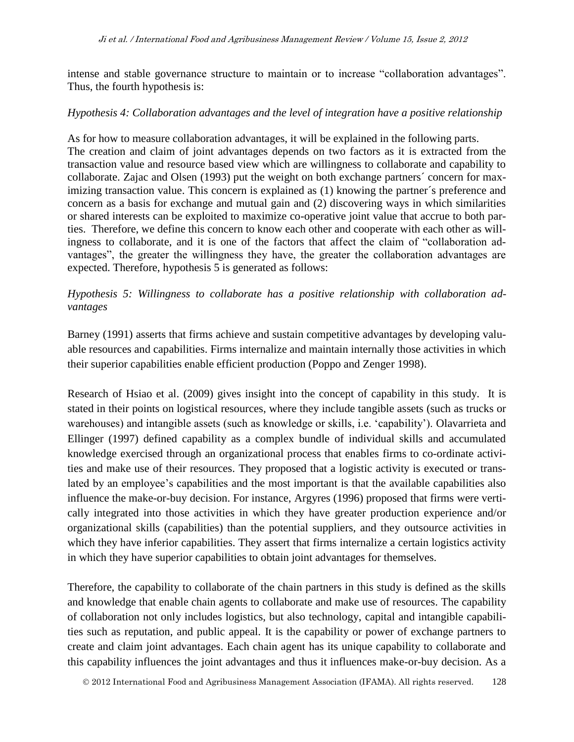intense and stable governance structure to maintain or to increase "collaboration advantages". Thus, the fourth hypothesis is:

*Hypothesis 4: Collaboration advantages and the level of integration have a positive relationship*

As for how to measure collaboration advantages, it will be explained in the following parts. The creation and claim of joint advantages depends on two factors as it is extracted from the transaction value and resource based view which are willingness to collaborate and capability to collaborate. Zajac and Olsen (1993) put the weight on both exchange partners´ concern for maximizing transaction value. This concern is explained as (1) knowing the partner´s preference and concern as a basis for exchange and mutual gain and (2) discovering ways in which similarities or shared interests can be exploited to maximize co-operative joint value that accrue to both parties. Therefore, we define this concern to know each other and cooperate with each other as willingness to collaborate, and it is one of the factors that affect the claim of "collaboration advantages", the greater the willingness they have, the greater the collaboration advantages are expected. Therefore, hypothesis 5 is generated as follows:

*Hypothesis 5: Willingness to collaborate has a positive relationship with collaboration advantages*

Barney (1991) asserts that firms achieve and sustain competitive advantages by developing valuable resources and capabilities. Firms internalize and maintain internally those activities in which their superior capabilities enable efficient production (Poppo and Zenger 1998).

Research of Hsiao et al. (2009) gives insight into the concept of capability in this study. It is stated in their points on logistical resources, where they include tangible assets (such as trucks or warehouses) and intangible assets (such as knowledge or skills, i.e. 'capability'). Olavarrieta and Ellinger (1997) defined capability as a complex bundle of individual skills and accumulated knowledge exercised through an organizational process that enables firms to co-ordinate activities and make use of their resources. They proposed that a logistic activity is executed or translated by an employee's capabilities and the most important is that the available capabilities also influence the make-or-buy decision. For instance, Argyres (1996) proposed that firms were vertically integrated into those activities in which they have greater production experience and/or organizational skills (capabilities) than the potential suppliers, and they outsource activities in which they have inferior capabilities. They assert that firms internalize a certain logistics activity in which they have superior capabilities to obtain joint advantages for themselves.

Therefore, the capability to collaborate of the chain partners in this study is defined as the skills and knowledge that enable chain agents to collaborate and make use of resources. The capability of collaboration not only includes logistics, but also technology, capital and intangible capabilities such as reputation, and public appeal. It is the capability or power of exchange partners to create and claim joint advantages. Each chain agent has its unique capability to collaborate and this capability influences the joint advantages and thus it influences make-or-buy decision. As a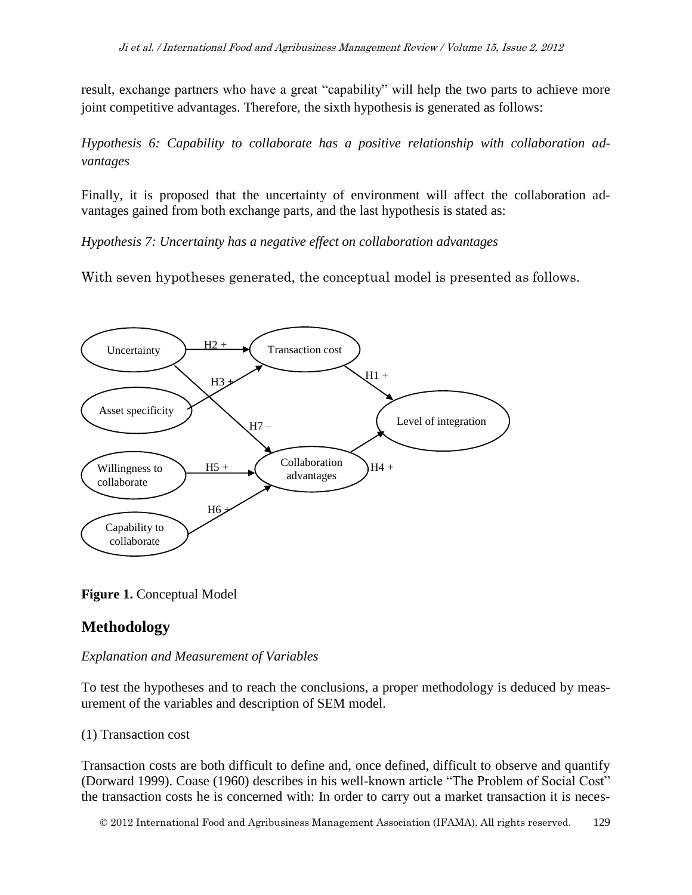result, exchange partners who have a great "capability" will help the two parts to achieve more joint competitive advantages. Therefore, the sixth hypothesis is generated as follows:

*Hypothesis 6: Capability to collaborate has a positive relationship with collaboration advantages*

Finally, it is proposed that the uncertainty of environment will affect the collaboration advantages gained from both exchange parts, and the last hypothesis is stated as:

*Hypothesis 7: Uncertainty has a negative effect on collaboration advantages*

With seven hypotheses generated, the conceptual model is presented as follows.

**Figure 1.** Conceptual Model

## Methodology

*Explanation and Measurement of Variables*

To test the hypotheses and to reach the conclusions, a proper methodology is deduced by measurement of the variables and description of SEM model.

(1) Transaction cost

Transaction costs are both difficult to define and, once defined, difficult to observe and quantify (Dorward 1999). Coase (1960) describes in his well-known article "The Problem of Social Cost" the transaction costs he is concerned with: In order to carry out a market transaction it is neces-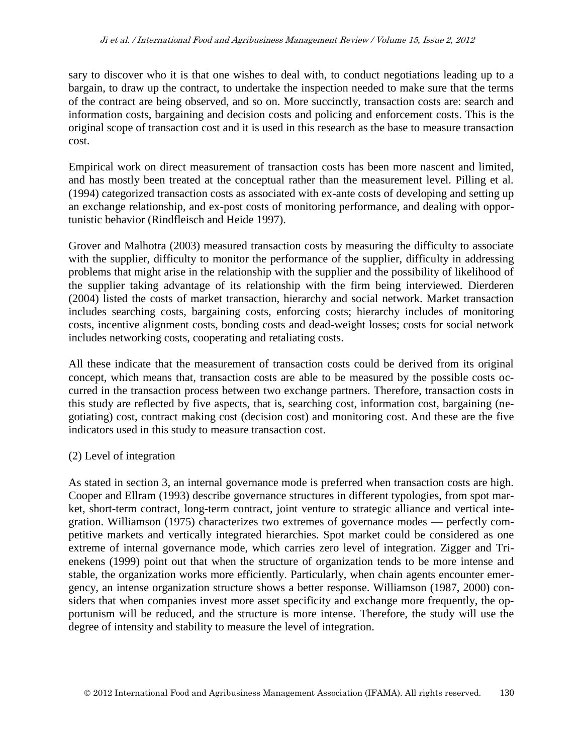sary to discover who it is that one wishes to deal with, to conduct negotiations leading up to a bargain, to draw up the contract, to undertake the inspection needed to make sure that the terms of the contract are being observed, and so on. More succinctly, transaction costs are: search and information costs, bargaining and decision costs and policing and enforcement costs. This is the original scope of transaction cost and it is used in this research as the base to measure transaction cost.

Empirical work on direct measurement of transaction costs has been more nascent and limited, and has mostly been treated at the conceptual rather than the measurement level. Pilling et al. (1994) categorized transaction costs as associated with ex-ante costs of developing and setting up an exchange relationship, and ex-post costs of monitoring performance, and dealing with opportunistic behavior (Rindfleisch and Heide 1997).

Grover and Malhotra (2003) measured transaction costs by measuring the difficulty to associate with the supplier, difficulty to monitor the performance of the supplier, difficulty in addressing problems that might arise in the relationship with the supplier and the possibility of likelihood of the supplier taking advantage of its relationship with the firm being interviewed. Dierderen (2004) listed the costs of market transaction, hierarchy and social network. Market transaction includes searching costs, bargaining costs, enforcing costs; hierarchy includes of monitoring costs, incentive alignment costs, bonding costs and dead-weight losses; costs for social network includes networking costs, cooperating and retaliating costs.

All these indicate that the measurement of transaction costs could be derived from its original concept, which means that, transaction costs are able to be measured by the possible costs occurred in the transaction process between two exchange partners. Therefore, transaction costs in this study are reflected by five aspects, that is, searching cost, information cost, bargaining (negotiating) cost, contract making cost (decision cost) and monitoring cost. And these are the five indicators used in this study to measure transaction cost.

(2) Level of integration

As stated in section 3, an internal governance mode is preferred when transaction costs are high. Cooper and Ellram (1993) describe governance structures in different typologies, from spot market, short-term contract, long-term contract, joint venture to strategic alliance and vertical integration. Williamson (1975) characterizes two extremes of governance modes — perfectly competitive markets and vertically integrated hierarchies. Spot market could be considered as one extreme of internal governance mode, which carries zero level of integration. Zigger and Trienekens (1999) point out that when the structure of organization tends to be more intense and stable, the organization works more efficiently. Particularly, when chain agents encounter emergency, an intense organization structure shows a better response. Williamson (1987, 2000) considers that when companies invest more asset specificity and exchange more frequently, the opportunism will be reduced, and the structure is more intense. Therefore, the study will use the degree of intensity and stability to measure the level of integration.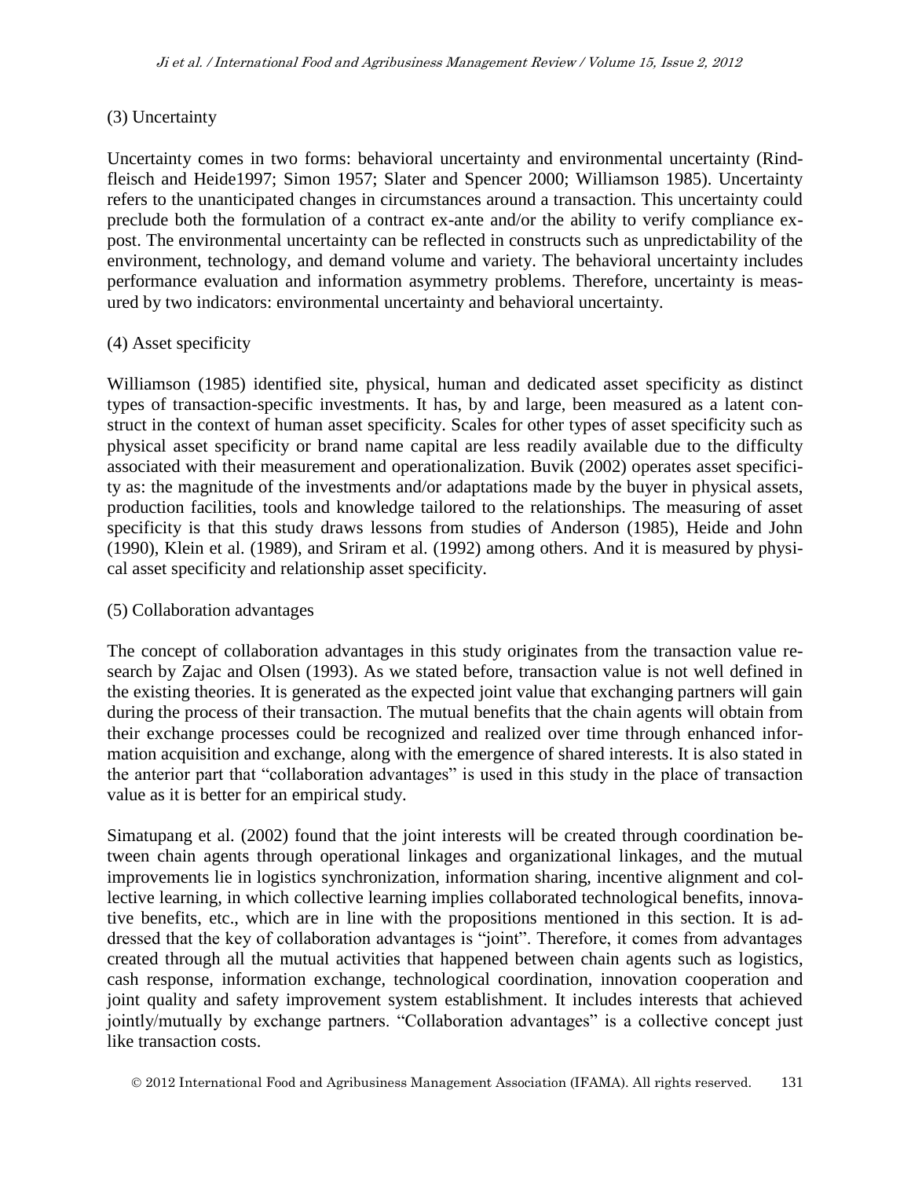(3) Uncertainty

Uncertainty comes in two forms: behavioral uncertainty and environmental uncertainty (Rindfleisch and Heide1997; Simon 1957; Slater and Spencer 2000; Williamson 1985). Uncertainty refers to the unanticipated changes in circumstances around a transaction. This uncertainty could preclude both the formulation of a contract ex-ante and/or the ability to verify compliance ex-post. The environmental uncertainty can be reflected in constructs such as unpredictability of the environment, technology, and demand volume and variety. The behavioral uncertainty includes performance evaluation and information asymmetry problems. Therefore, uncertainty is measured by two indicators: environmental uncertainty and behavioral uncertainty.

(4) Asset specificity

Williamson (1985) identified site, physical, human and dedicated asset specificity as distinct types of transaction-specific investments. It has, by and large, been measured as a latent construct in the context of human asset specificity. Scales for other types of asset specificity such as physical asset specificity or brand name capital are less readily available due to the difficulty associated with their measurement and operationalization. Buvik (2002) operates asset specificity as: the magnitude of the investments and/or adaptations made by the buyer in physical assets, production facilities, tools and knowledge tailored to the relationships. The measuring of asset specificity is that this study draws lessons from studies of Anderson (1985), Heide and John (1990), Klein et al. (1989), and Sriram et al. (1992) among others. And it is measured by physical asset specificity and relationship asset specificity.

(5) Collaboration advantages

The concept of collaboration advantages in this study originates from the transaction value research by Zajac and Olsen (1993). As we stated before, transaction value is not well defined in the existing theories. It is generated as the expected joint value that exchanging partners will gain during the process of their transaction. The mutual benefits that the chain agents will obtain from their exchange processes could be recognized and realized over time through enhanced information acquisition and exchange, along with the emergence of shared interests. It is also stated in the anterior part that "collaboration advantages" is used in this study in the place of transaction value as it is better for an empirical study.

Simatupang et al. (2002) found that the joint interests will be created through coordination between chain agents through operational linkages and organizational linkages, and the mutual improvements lie in logistics synchronization, information sharing, incentive alignment and collective learning, in which collective learning implies collaborated technological benefits, innovative benefits, etc., which are in line with the propositions mentioned in this section. It is addressed that the key of collaboration advantages is "joint". Therefore, it comes from advantages created through all the mutual activities that happened between chain agents such as logistics, cash response, information exchange, technological coordination, innovation cooperation and joint quality and safety improvement system establishment. It includes interests that achieved jointly/mutually by exchange partners. "Collaboration advantages" is a collective concept just like transaction costs.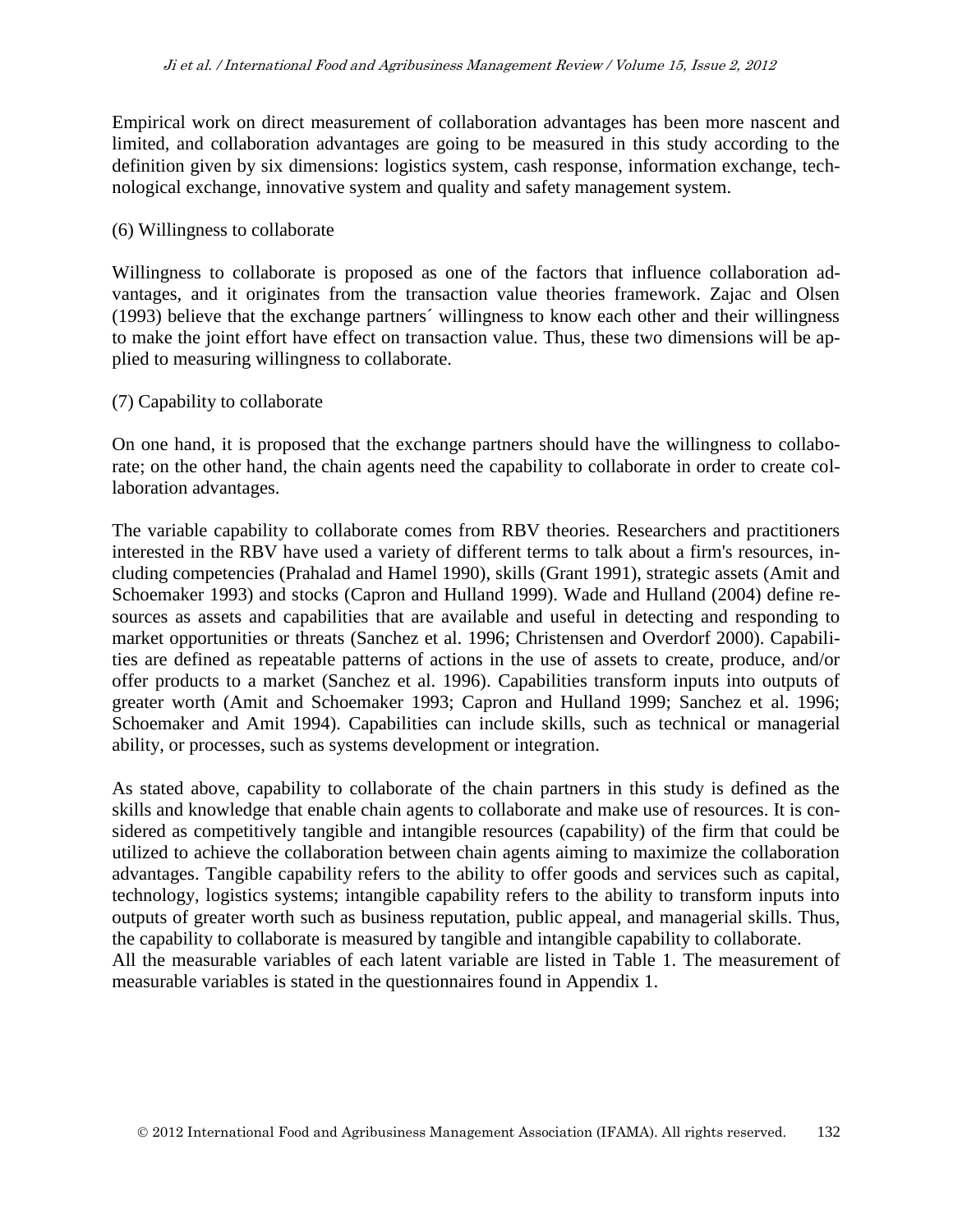Empirical work on direct measurement of collaboration advantages has been more nascent and limited, and collaboration advantages are going to be measured in this study according to the definition given by six dimensions: logistics system, cash response, information exchange, technological exchange, innovative system and quality and safety management system.

(6) Willingness to collaborate

Willingness to collaborate is proposed as one of the factors that influence collaboration advantages, and it originates from the transaction value theories framework. Zajac and Olsen (1993) believe that the exchange partners´ willingness to know each other and their willingness to make the joint effort have effect on transaction value. Thus, these two dimensions will be applied to measuring willingness to collaborate.

(7) Capability to collaborate

On one hand, it is proposed that the exchange partners should have the willingness to collaborate; on the other hand, the chain agents need the capability to collaborate in order to create collaboration advantages.

The variable capability to collaborate comes from RBV theories. Researchers and practitioners interested in the RBV have used a variety of different terms to talk about a firm's resources, including competencies (Prahalad and Hamel 1990), skills (Grant 1991), strategic assets (Amit and Schoemaker 1993) and stocks (Capron and Hulland 1999). Wade and Hulland (2004) define resources as assets and capabilities that are available and useful in detecting and responding to market opportunities or threats (Sanchez et al. 1996; Christensen and Overdorf 2000). Capabilities are defined as repeatable patterns of actions in the use of assets to create, produce, and/or offer products to a market (Sanchez et al. 1996). Capabilities transform inputs into outputs of greater worth (Amit and Schoemaker 1993; Capron and Hulland 1999; Sanchez et al. 1996; Schoemaker and Amit 1994). Capabilities can include skills, such as technical or managerial ability, or processes, such as systems development or integration.

As stated above, capability to collaborate of the chain partners in this study is defined as the skills and knowledge that enable chain agents to collaborate and make use of resources. It is considered as competitively tangible and intangible resources (capability) of the firm that could be utilized to achieve the collaboration between chain agents aiming to maximize the collaboration advantages. Tangible capability refers to the ability to offer goods and services such as capital, technology, logistics systems; intangible capability refers to the ability to transform inputs into outputs of greater worth such as business reputation, public appeal, and managerial skills. Thus, the capability to collaborate is measured by tangible and intangible capability to collaborate.
All the measurable variables of each latent variable are listed in Table 1. The measurement of measurable variables is stated in the questionnaires found in Appendix 1.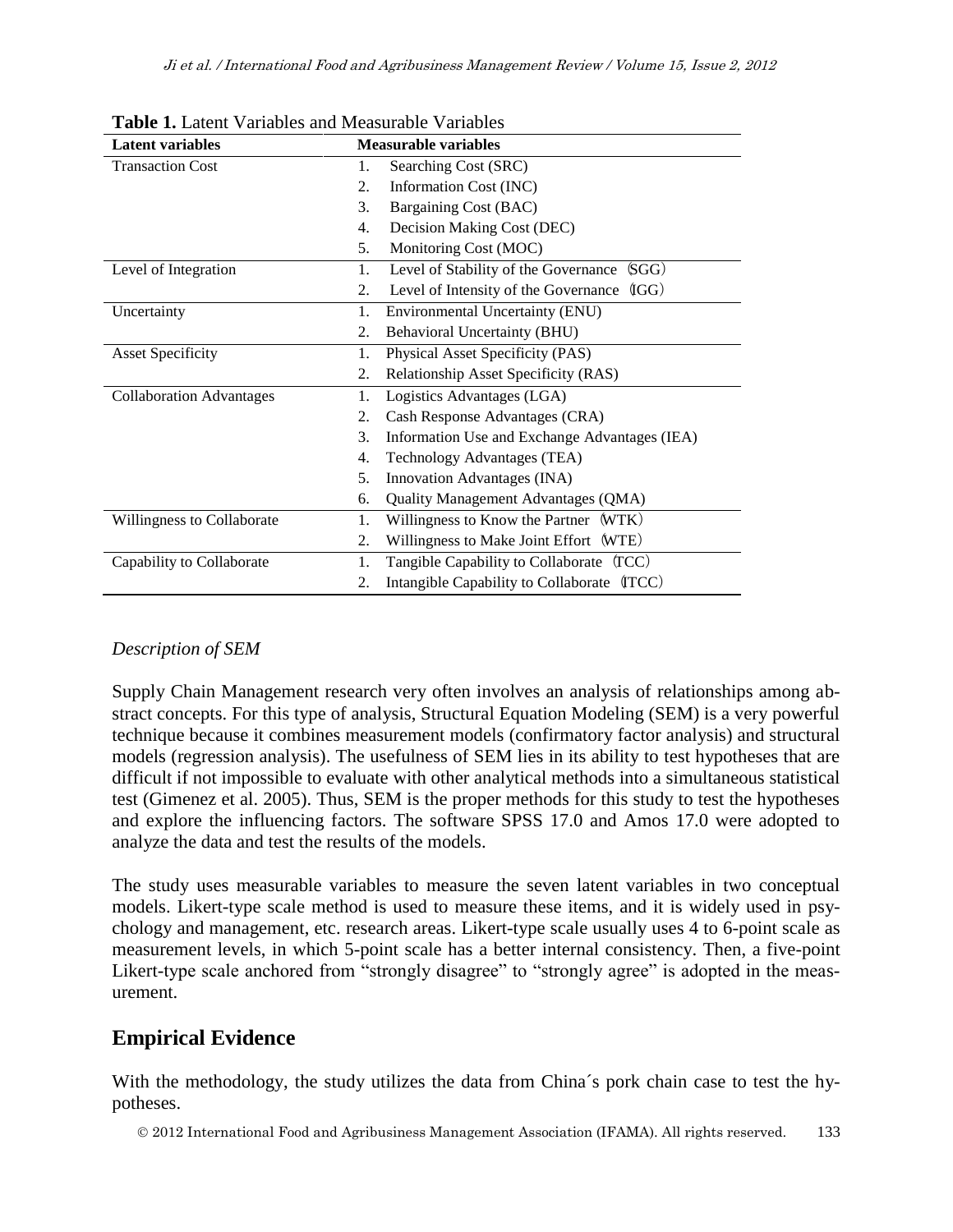**Table 1.** Latent Variables and Measurable Variables

| Latent variables | Measurable variables |
|---|---|
| Transaction Cost | 1. Searching Cost (SRC) |
| | 2. Information Cost (INC) |
| | 3. Bargaining Cost (BAC) |
| | 4. Decision Making Cost (DEC) |
| | 5. Monitoring Cost (MOC) |
| Level of Integration | 1. Level of Stability of the Governance （SGG） |
| | 2. Level of Intensity of the Governance （IGG） |
| Uncertainty | 1. Environmental Uncertainty (ENU) |
| | 2. Behavioral Uncertainty (BHU) |
| Asset Specificity | 1. Physical Asset Specificity (PAS) |
| | 2. Relationship Asset Specificity (RAS) |
| Collaboration Advantages | 1. Logistics Advantages (LGA) |
| | 2. Cash Response Advantages (CRA) |
| | 3. Information Use and Exchange Advantages (IEA) |
| | 4. Technology Advantages (TEA) |
| | 5. Innovation Advantages (INA) |
| | 6. Quality Management Advantages (QMA) |
| Willingness to Collaborate | 1. Willingness to Know the Partner （WTK） |
| | 2. Willingness to Make Joint Effort （WTE） |
| Capability to Collaborate | 1. Tangible Capability to Collaborate （TCC） |
| | 2. Intangible Capability to Collaborate （ITCC） |

*Description of SEM*

Supply Chain Management research very often involves an analysis of relationships among abstract concepts. For this type of analysis, Structural Equation Modeling (SEM) is a very powerful technique because it combines measurement models (confirmatory factor analysis) and structural models (regression analysis). The usefulness of SEM lies in its ability to test hypotheses that are difficult if not impossible to evaluate with other analytical methods into a simultaneous statistical test (Gimenez et al. 2005). Thus, SEM is the proper methods for this study to test the hypotheses and explore the influencing factors. The software SPSS 17.0 and Amos 17.0 were adopted to analyze the data and test the results of the models.

The study uses measurable variables to measure the seven latent variables in two conceptual models. Likert-type scale method is used to measure these items, and it is widely used in psychology and management, etc. research areas. Likert-type scale usually uses 4 to 6-point scale as measurement levels, in which 5-point scale has a better internal consistency. Then, a five-point Likert-type scale anchored from "strongly disagree" to "strongly agree" is adopted in the measurement.

## Empirical Evidence

With the methodology, the study utilizes the data from China´s pork chain case to test the hypotheses.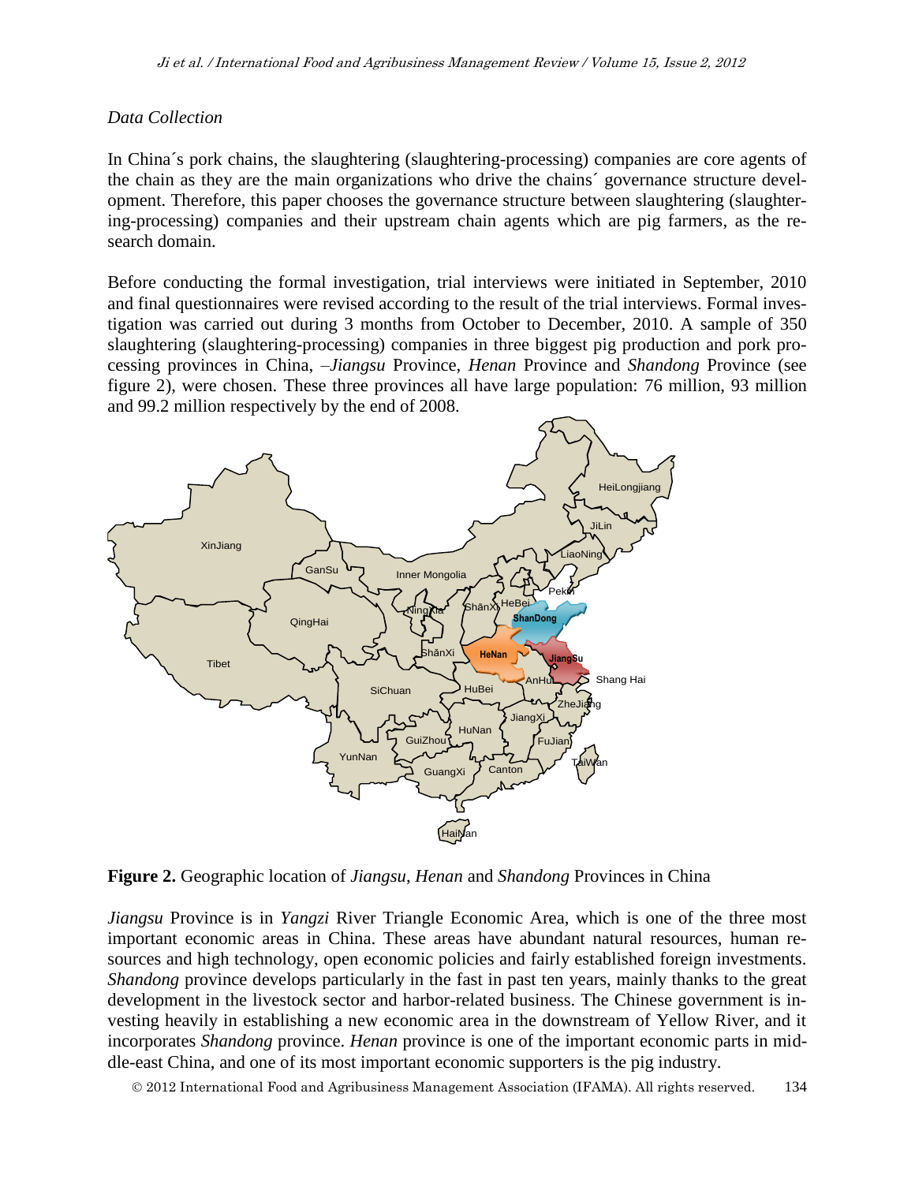*Data Collection*

In China´s pork chains, the slaughtering (slaughtering-processing) companies are core agents of the chain as they are the main organizations who drive the chains´ governance structure development. Therefore, this paper chooses the governance structure between slaughtering (slaughtering-processing) companies and their upstream chain agents which are pig farmers, as the research domain.

Before conducting the formal investigation, trial interviews were initiated in September, 2010 and final questionnaires were revised according to the result of the trial interviews. Formal investigation was carried out during 3 months from October to December, 2010. A sample of 350 slaughtering (slaughtering-processing) companies in three biggest pig production and pork processing provinces in China, –*Jiangsu* Province, *Henan* Province and *Shandong* Province (see figure 2), were chosen. These three provinces all have large population: 76 million, 93 million and 99.2 million respectively by the end of 2008.

**Figure 2.** Geographic location of *Jiangsu*, *Henan* and *Shandong* Provinces in China

*Jiangsu* Province is in *Yangzi* River Triangle Economic Area, which is one of the three most important economic areas in China. These areas have abundant natural resources, human resources and high technology, open economic policies and fairly established foreign investments. *Shandong* province develops particularly in the fast in past ten years, mainly thanks to the great development in the livestock sector and harbor-related business. The Chinese government is investing heavily in establishing a new economic area in the downstream of Yellow River, and it incorporates *Shandong* province. *Henan* province is one of the important economic parts in middle-east China, and one of its most important economic supporters is the pig industry.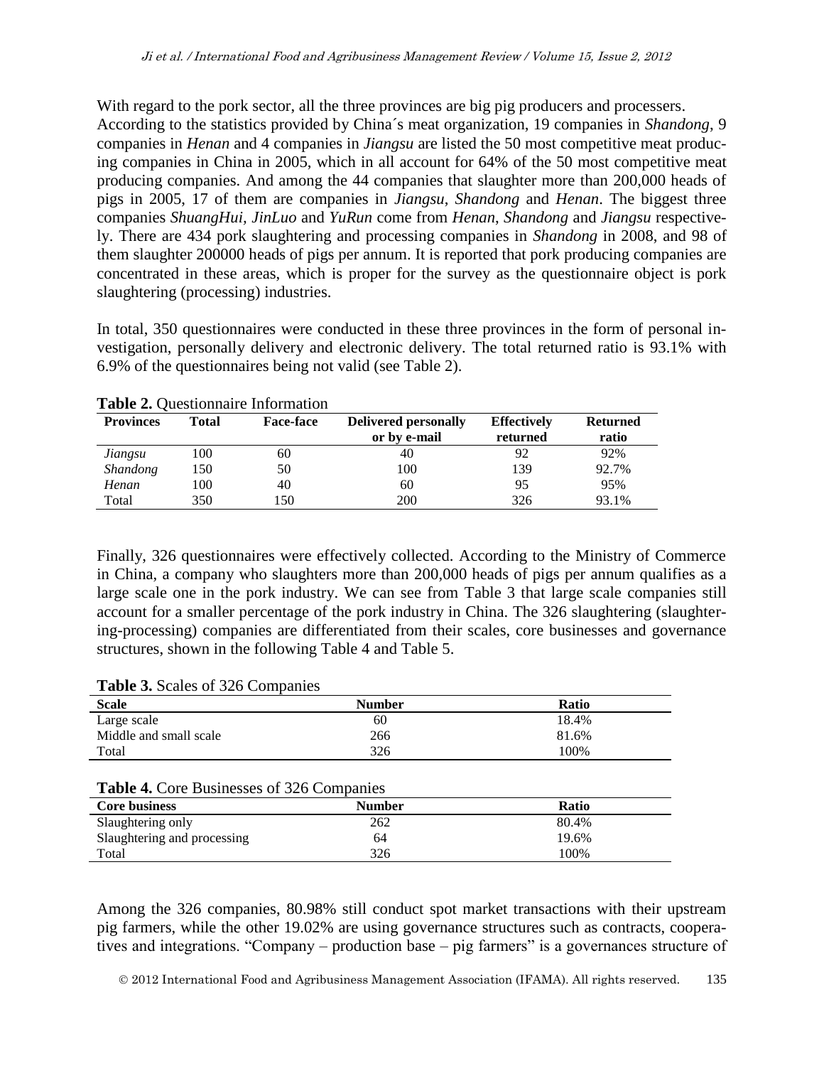With regard to the pork sector, all the three provinces are big pig producers and processers. According to the statistics provided by China´s meat organization, 19 companies in *Shandong*, 9 companies in *Henan* and 4 companies in *Jiangsu* are listed the 50 most competitive meat producing companies in China in 2005, which in all account for 64% of the 50 most competitive meat producing companies. And among the 44 companies that slaughter more than 200,000 heads of pigs in 2005, 17 of them are companies in *Jiangsu*, *Shandong* and *Henan*. The biggest three companies *ShuangHui*, *JinLuo* and *YuRun* come from *Henan*, *Shandong* and *Jiangsu* respectively. There are 434 pork slaughtering and processing companies in *Shandong* in 2008, and 98 of them slaughter 200000 heads of pigs per annum. It is reported that pork producing companies are concentrated in these areas, which is proper for the survey as the questionnaire object is pork slaughtering (processing) industries.

In total, 350 questionnaires were conducted in these three provinces in the form of personal investigation, personally delivery and electronic delivery. The total returned ratio is 93.1% with 6.9% of the questionnaires being not valid (see Table 2).

**Table 2.** Questionnaire Information

| Provinces | Total | Face-face | Delivered personally or by e-mail | Effectively returned | Returned ratio |
|---|---|---|---|---|---|
| *Jiangsu* | 100 | 60 | 40 | 92 | 92% |
| *Shandong* | 150 | 50 | 100 | 139 | 92.7% |
| *Henan* | 100 | 40 | 60 | 95 | 95% |
| Total | 350 | 150 | 200 | 326 | 93.1% |

Finally, 326 questionnaires were effectively collected. According to the Ministry of Commerce in China, a company who slaughters more than 200,000 heads of pigs per annum qualifies as a large scale one in the pork industry. We can see from Table 3 that large scale companies still account for a smaller percentage of the pork industry in China. The 326 slaughtering (slaughtering-processing) companies are differentiated from their scales, core businesses and governance structures, shown in the following Table 4 and Table 5.

**Table 3.** Scales of 326 Companies

| Scale | Number | Ratio |
|---|---|---|
| Large scale | 60 | 18.4% |
| Middle and small scale | 266 | 81.6% |
| Total | 326 | 100% |

**Table 4.** Core Businesses of 326 Companies

| Core business | Number | Ratio |
|---|---|---|
| Slaughtering only | 262 | 80.4% |
| Slaughtering and processing | 64 | 19.6% |
| Total | 326 | 100% |

Among the 326 companies, 80.98% still conduct spot market transactions with their upstream pig farmers, while the other 19.02% are using governance structures such as contracts, cooperatives and integrations. "Company – production base – pig farmers" is a governances structure of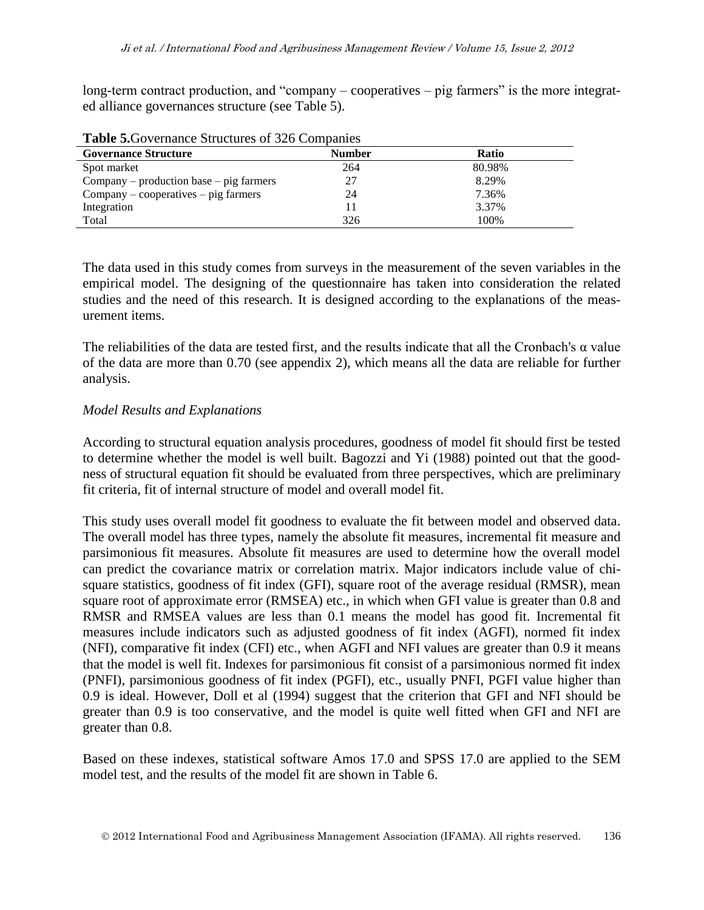long-term contract production, and “company – cooperatives – pig farmers” is the more integrated alliance governances structure (see Table 5).

**Table 5.**Governance Structures of 326 Companies

| Governance Structure | Number | Ratio |
|---|---|---|
| Spot market | 264 | 80.98% |
| Company – production base – pig farmers | 27 | 8.29% |
| Company – cooperatives – pig farmers | 24 | 7.36% |
| Integration | 11 | 3.37% |
| Total | 326 | 100% |

The data used in this study comes from surveys in the measurement of the seven variables in the empirical model. The designing of the questionnaire has taken into consideration the related studies and the need of this research. It is designed according to the explanations of the measurement items.

The reliabilities of the data are tested first, and the results indicate that all the Cronbach's α value of the data are more than 0.70 (see appendix 2), which means all the data are reliable for further analysis.

*Model Results and Explanations*

According to structural equation analysis procedures, goodness of model fit should first be tested to determine whether the model is well built. Bagozzi and Yi (1988) pointed out that the goodness of structural equation fit should be evaluated from three perspectives, which are preliminary fit criteria, fit of internal structure of model and overall model fit.

This study uses overall model fit goodness to evaluate the fit between model and observed data. The overall model has three types, namely the absolute fit measures, incremental fit measure and parsimonious fit measures. Absolute fit measures are used to determine how the overall model can predict the covariance matrix or correlation matrix. Major indicators include value of chi-square statistics, goodness of fit index (GFI), square root of the average residual (RMSR), mean square root of approximate error (RMSEA) etc., in which when GFI value is greater than 0.8 and RMSR and RMSEA values are less than 0.1 means the model has good fit. Incremental fit measures include indicators such as adjusted goodness of fit index (AGFI), normed fit index (NFI), comparative fit index (CFI) etc., when AGFI and NFI values are greater than 0.9 it means that the model is well fit. Indexes for parsimonious fit consist of a parsimonious normed fit index (PNFI), parsimonious goodness of fit index (PGFI), etc., usually PNFI, PGFI value higher than 0.9 is ideal. However, Doll et al (1994) suggest that the criterion that GFI and NFI should be greater than 0.9 is too conservative, and the model is quite well fitted when GFI and NFI are greater than 0.8.

Based on these indexes, statistical software Amos 17.0 and SPSS 17.0 are applied to the SEM model test, and the results of the model fit are shown in Table 6.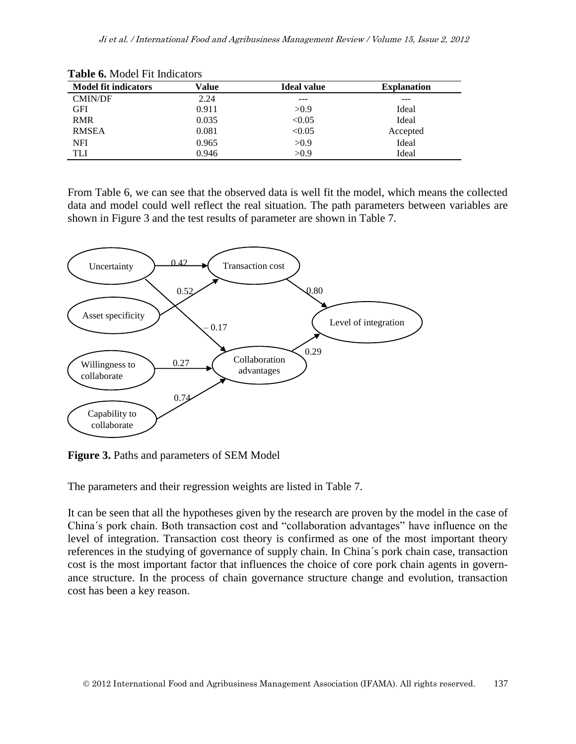**Table 6.** Model Fit Indicators

| Model fit indicators | Value | Ideal value | Explanation |
|---|---|---|---|
| CMIN/DF | 2.24 | --- | --- |
| GFI | 0.911 | >0.9 | Ideal |
| RMR | 0.035 | <0.05 | Ideal |
| RMSEA | 0.081 | <0.05 | Accepted |
| NFI | 0.965 | >0.9 | Ideal |
| TLI | 0.946 | >0.9 | Ideal |

From Table 6, we can see that the observed data is well fit the model, which means the collected data and model could well reflect the real situation. The path parameters between variables are shown in Figure 3 and the test results of parameter are shown in Table 7.

**Figure 3.** Paths and parameters of SEM Model

The parameters and their regression weights are listed in Table 7.

It can be seen that all the hypotheses given by the research are proven by the model in the case of China´s pork chain. Both transaction cost and "collaboration advantages" have influence on the level of integration. Transaction cost theory is confirmed as one of the most important theory references in the studying of governance of supply chain. In China´s pork chain case, transaction cost is the most important factor that influences the choice of core pork chain agents in governance structure. In the process of chain governance structure change and evolution, transaction cost has been a key reason.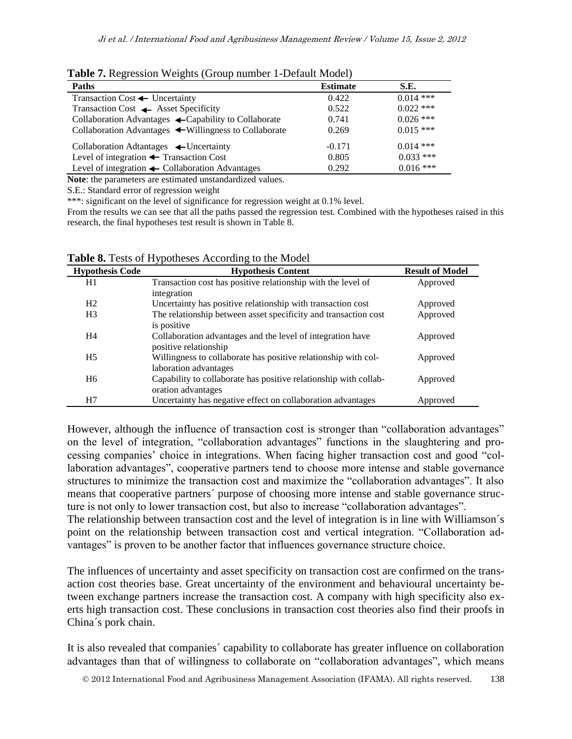**Table 7.** Regression Weights (Group number 1-Default Model)

| Paths | Estimate | S.E. |
|---|---|---|
| Transaction Cost ← Uncertainty | 0.422 | 0.014 *** |
| Transaction Cost ← Asset Specificity | 0.522 | 0.022 *** |
| Collaboration Advantages ← Capability to Collaborate | 0.741 | 0.026 *** |
| Collaboration Advantages ← Willingness to Collaborate | 0.269 | 0.015 *** |
| Collaboration Adtantages ← Uncertainty | -0.171 | 0.014 *** |
| Level of integration ← Transaction Cost | 0.805 | 0.033 *** |
| Level of integration ← Collaboration Advantages | 0.292 | 0.016 *** |

**Note**: the parameters are estimated unstandardized values.

S.E.: Standard error of regression weight

***: significant on the level of significance for regression weight at 0.1% level.

From the results we can see that all the paths passed the regression test. Combined with the hypotheses raised in this research, the final hypotheses test result is shown in Table 8.

**Table 8.** Tests of Hypotheses According to the Model

| Hypothesis Code | Hypothesis Content | Result of Model |
|---|---|---|
| H1 | Transaction cost has positive relationship with the level of integration | Approved |
| H2 | Uncertainty has positive relationship with transaction cost | Approved |
| H3 | The relationship between asset specificity and transaction cost is positive | Approved |
| H4 | Collaboration advantages and the level of integration have positive relationship | Approved |
| H5 | Willingness to collaborate has positive relationship with collaboration advantages | Approved |
| H6 | Capability to collaborate has positive relationship with collaboration advantages | Approved |
| H7 | Uncertainty has negative effect on collaboration advantages | Approved |

However, although the influence of transaction cost is stronger than "collaboration advantages" on the level of integration, "collaboration advantages" functions in the slaughtering and processing companies' choice in integrations. When facing higher transaction cost and good "collaboration advantages", cooperative partners tend to choose more intense and stable governance structures to minimize the transaction cost and maximize the "collaboration advantages". It also means that cooperative partners´ purpose of choosing more intense and stable governance structure is not only to lower transaction cost, but also to increase "collaboration advantages".
The relationship between transaction cost and the level of integration is in line with Williamson´s point on the relationship between transaction cost and vertical integration. "Collaboration advantages" is proven to be another factor that influences governance structure choice.

The influences of uncertainty and asset specificity on transaction cost are confirmed on the transaction cost theories base. Great uncertainty of the environment and behavioural uncertainty between exchange partners increase the transaction cost. A company with high specificity also exerts high transaction cost. These conclusions in transaction cost theories also find their proofs in China´s pork chain.

It is also revealed that companies´ capability to collaborate has greater influence on collaboration advantages than that of willingness to collaborate on "collaboration advantages", which means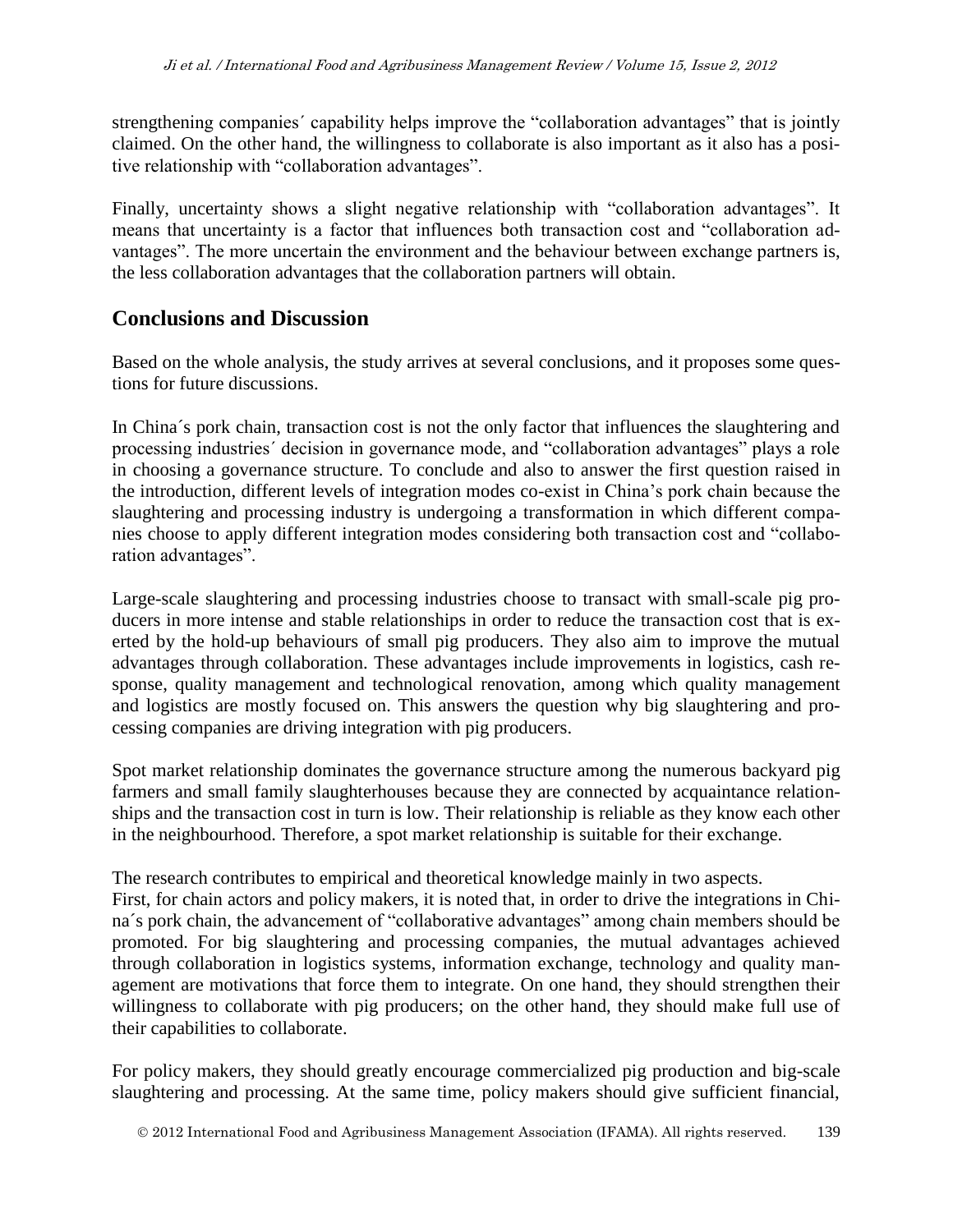strengthening companies´ capability helps improve the “collaboration advantages” that is jointly claimed. On the other hand, the willingness to collaborate is also important as it also has a positive relationship with “collaboration advantages”.

Finally, uncertainty shows a slight negative relationship with “collaboration advantages”. It means that uncertainty is a factor that influences both transaction cost and “collaboration advantages”. The more uncertain the environment and the behaviour between exchange partners is, the less collaboration advantages that the collaboration partners will obtain.

## Conclusions and Discussion

Based on the whole analysis, the study arrives at several conclusions, and it proposes some questions for future discussions.

In China´s pork chain, transaction cost is not the only factor that influences the slaughtering and processing industries´ decision in governance mode, and “collaboration advantages” plays a role in choosing a governance structure. To conclude and also to answer the first question raised in the introduction, different levels of integration modes co-exist in China’s pork chain because the slaughtering and processing industry is undergoing a transformation in which different companies choose to apply different integration modes considering both transaction cost and “collaboration advantages”.

Large-scale slaughtering and processing industries choose to transact with small-scale pig producers in more intense and stable relationships in order to reduce the transaction cost that is exerted by the hold-up behaviours of small pig producers. They also aim to improve the mutual advantages through collaboration. These advantages include improvements in logistics, cash response, quality management and technological renovation, among which quality management and logistics are mostly focused on. This answers the question why big slaughtering and processing companies are driving integration with pig producers.

Spot market relationship dominates the governance structure among the numerous backyard pig farmers and small family slaughterhouses because they are connected by acquaintance relationships and the transaction cost in turn is low. Their relationship is reliable as they know each other in the neighbourhood. Therefore, a spot market relationship is suitable for their exchange.

The research contributes to empirical and theoretical knowledge mainly in two aspects.
First, for chain actors and policy makers, it is noted that, in order to drive the integrations in China´s pork chain, the advancement of “collaborative advantages” among chain members should be promoted. For big slaughtering and processing companies, the mutual advantages achieved through collaboration in logistics systems, information exchange, technology and quality management are motivations that force them to integrate. On one hand, they should strengthen their willingness to collaborate with pig producers; on the other hand, they should make full use of their capabilities to collaborate.

For policy makers, they should greatly encourage commercialized pig production and big-scale slaughtering and processing. At the same time, policy makers should give sufficient financial,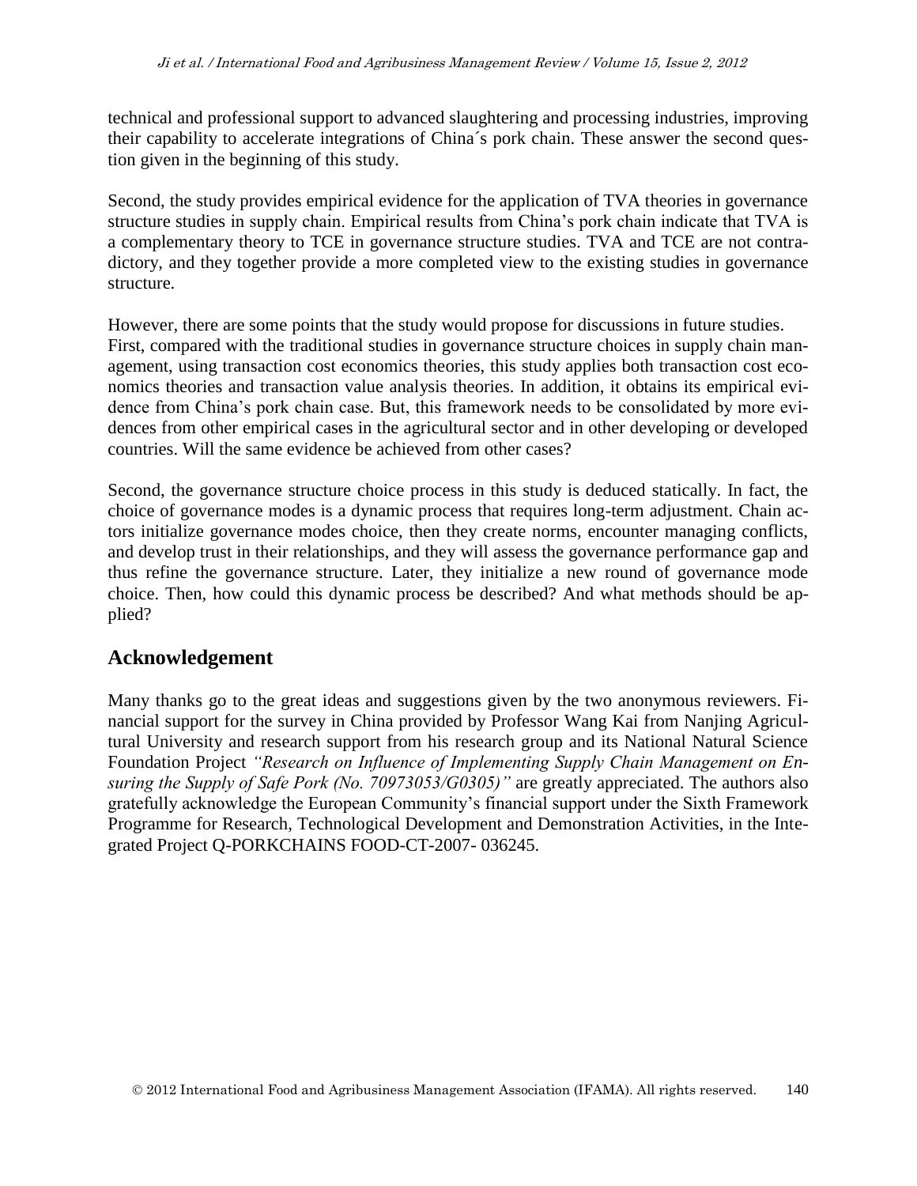technical and professional support to advanced slaughtering and processing industries, improving their capability to accelerate integrations of China´s pork chain. These answer the second question given in the beginning of this study.

Second, the study provides empirical evidence for the application of TVA theories in governance structure studies in supply chain. Empirical results from China's pork chain indicate that TVA is a complementary theory to TCE in governance structure studies. TVA and TCE are not contradictory, and they together provide a more completed view to the existing studies in governance structure.

However, there are some points that the study would propose for discussions in future studies. First, compared with the traditional studies in governance structure choices in supply chain management, using transaction cost economics theories, this study applies both transaction cost economics theories and transaction value analysis theories. In addition, it obtains its empirical evidence from China's pork chain case. But, this framework needs to be consolidated by more evidences from other empirical cases in the agricultural sector and in other developing or developed countries. Will the same evidence be achieved from other cases?

Second, the governance structure choice process in this study is deduced statically. In fact, the choice of governance modes is a dynamic process that requires long-term adjustment. Chain actors initialize governance modes choice, then they create norms, encounter managing conflicts, and develop trust in their relationships, and they will assess the governance performance gap and thus refine the governance structure. Later, they initialize a new round of governance mode choice. Then, how could this dynamic process be described? And what methods should be applied?

## Acknowledgement

Many thanks go to the great ideas and suggestions given by the two anonymous reviewers. Financial support for the survey in China provided by Professor Wang Kai from Nanjing Agricultural University and research support from his research group and its National Natural Science Foundation Project *"Research on Influence of Implementing Supply Chain Management on Ensuring the Supply of Safe Pork (No. 70973053/G0305)"* are greatly appreciated. The authors also gratefully acknowledge the European Community's financial support under the Sixth Framework Programme for Research, Technological Development and Demonstration Activities, in the Integrated Project Q-PORKCHAINS FOOD-CT-2007- 036245.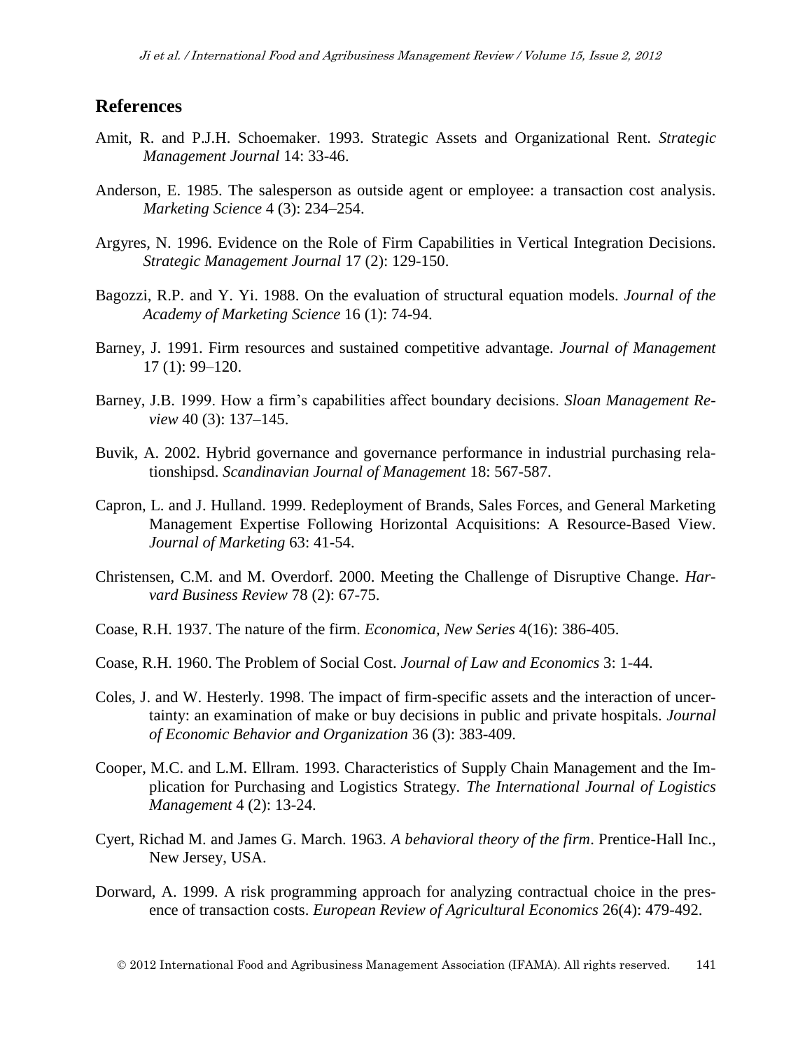## References

Amit, R. and P.J.H. Schoemaker. 1993. Strategic Assets and Organizational Rent. *Strategic Management Journal* 14: 33-46.

Anderson, E. 1985. The salesperson as outside agent or employee: a transaction cost analysis. *Marketing Science* 4 (3): 234–254.

Argyres, N. 1996. Evidence on the Role of Firm Capabilities in Vertical Integration Decisions. *Strategic Management Journal* 17 (2): 129-150.

Bagozzi, R.P. and Y. Yi. 1988. On the evaluation of structural equation models. *Journal of the Academy of Marketing Science* 16 (1): 74-94.

Barney, J. 1991. Firm resources and sustained competitive advantage. *Journal of Management* 17 (1): 99–120.

Barney, J.B. 1999. How a firm's capabilities affect boundary decisions. *Sloan Management Review* 40 (3): 137–145.

Buvik, A. 2002. Hybrid governance and governance performance in industrial purchasing relationshipsd. *Scandinavian Journal of Management* 18: 567-587.

Capron, L. and J. Hulland. 1999. Redeployment of Brands, Sales Forces, and General Marketing Management Expertise Following Horizontal Acquisitions: A Resource-Based View. *Journal of Marketing* 63: 41-54.

Christensen, C.M. and M. Overdorf. 2000. Meeting the Challenge of Disruptive Change. *Harvard Business Review* 78 (2): 67-75.

Coase, R.H. 1937. The nature of the firm. *Economica, New Series* 4(16): 386-405.

Coase, R.H. 1960. The Problem of Social Cost. *Journal of Law and Economics* 3: 1-44.

Coles, J. and W. Hesterly. 1998. The impact of firm-specific assets and the interaction of uncertainty: an examination of make or buy decisions in public and private hospitals. *Journal of Economic Behavior and Organization* 36 (3): 383-409.

Cooper, M.C. and L.M. Ellram. 1993. Characteristics of Supply Chain Management and the Implication for Purchasing and Logistics Strategy. *The International Journal of Logistics Management* 4 (2): 13-24.

Cyert, Richad M. and James G. March. 1963. *A behavioral theory of the firm*. Prentice-Hall Inc., New Jersey, USA.

Dorward, A. 1999. A risk programming approach for analyzing contractual choice in the presence of transaction costs. *European Review of Agricultural Economics* 26(4): 479-492.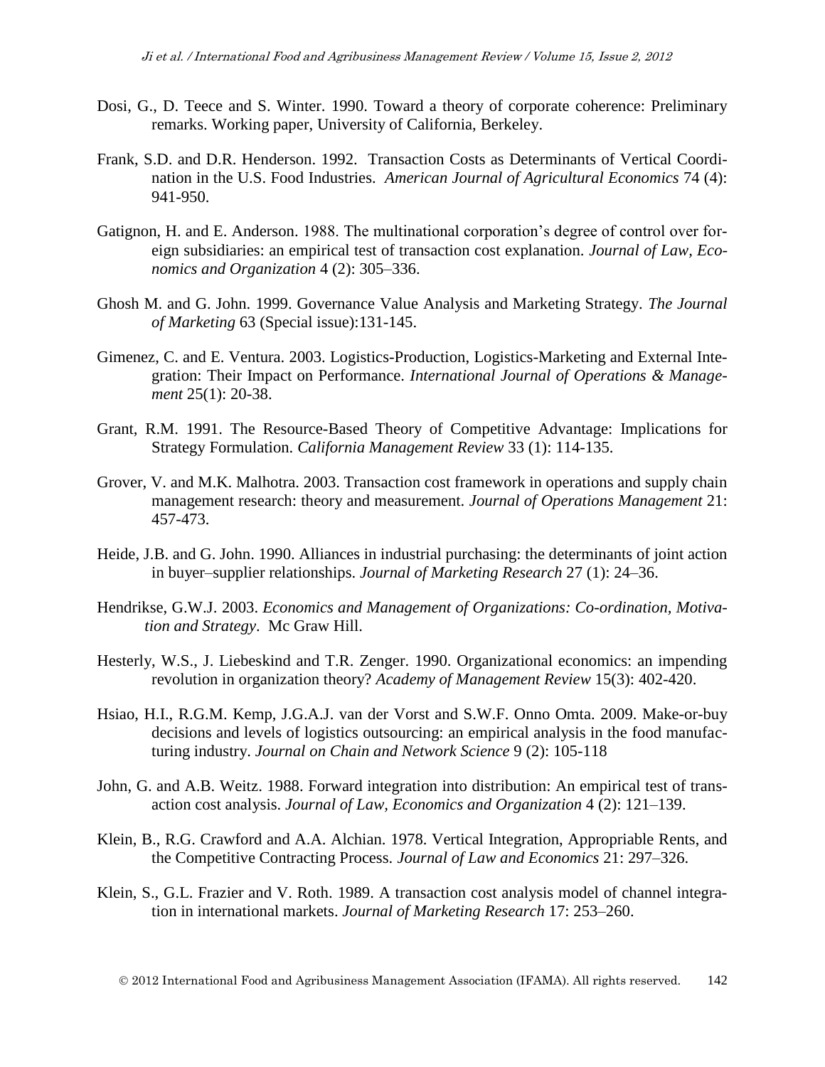Dosi, G., D. Teece and S. Winter. 1990. Toward a theory of corporate coherence: Preliminary remarks. Working paper, University of California, Berkeley.

Frank, S.D. and D.R. Henderson. 1992. Transaction Costs as Determinants of Vertical Coordination in the U.S. Food Industries. *American Journal of Agricultural Economics* 74 (4): 941-950.

Gatignon, H. and E. Anderson. 1988. The multinational corporation's degree of control over foreign subsidiaries: an empirical test of transaction cost explanation. *Journal of Law, Economics and Organization* 4 (2): 305–336.

Ghosh M. and G. John. 1999. Governance Value Analysis and Marketing Strategy. *The Journal of Marketing* 63 (Special issue):131-145.

Gimenez, C. and E. Ventura. 2003. Logistics-Production, Logistics-Marketing and External Integration: Their Impact on Performance. *International Journal of Operations & Management* 25(1): 20-38.

Grant, R.M. 1991. The Resource-Based Theory of Competitive Advantage: Implications for Strategy Formulation. *California Management Review* 33 (1): 114-135.

Grover, V. and M.K. Malhotra. 2003. Transaction cost framework in operations and supply chain management research: theory and measurement. *Journal of Operations Management* 21: 457-473.

Heide, J.B. and G. John. 1990. Alliances in industrial purchasing: the determinants of joint action in buyer–supplier relationships. *Journal of Marketing Research* 27 (1): 24–36.

Hendrikse, G.W.J. 2003. *Economics and Management of Organizations: Co-ordination, Motivation and Strategy*. Mc Graw Hill.

Hesterly, W.S., J. Liebeskind and T.R. Zenger. 1990. Organizational economics: an impending revolution in organization theory? *Academy of Management Review* 15(3): 402-420.

Hsiao, H.I., R.G.M. Kemp, J.G.A.J. van der Vorst and S.W.F. Onno Omta. 2009. Make-or-buy decisions and levels of logistics outsourcing: an empirical analysis in the food manufacturing industry. *Journal on Chain and Network Science* 9 (2): 105-118

John, G. and A.B. Weitz. 1988. Forward integration into distribution: An empirical test of transaction cost analysis. *Journal of Law, Economics and Organization* 4 (2): 121–139.

Klein, B., R.G. Crawford and A.A. Alchian. 1978. Vertical Integration, Appropriable Rents, and the Competitive Contracting Process. *Journal of Law and Economics* 21: 297–326.

Klein, S., G.L. Frazier and V. Roth. 1989. A transaction cost analysis model of channel integration in international markets. *Journal of Marketing Research* 17: 253–260.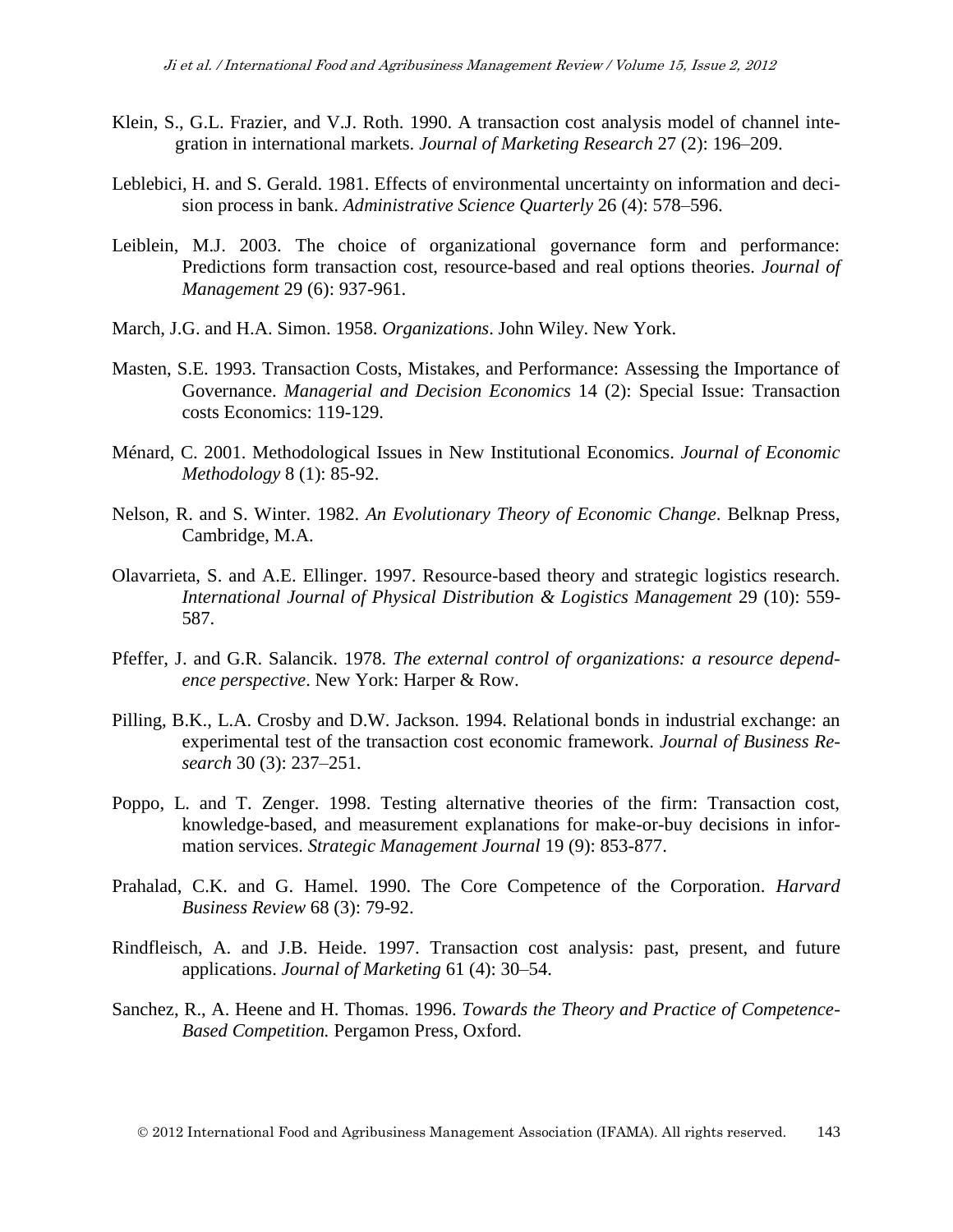Klein, S., G.L. Frazier, and V.J. Roth. 1990. A transaction cost analysis model of channel integration in international markets. *Journal of Marketing Research* 27 (2): 196–209.

Leblebici, H. and S. Gerald. 1981. Effects of environmental uncertainty on information and decision process in bank. *Administrative Science Quarterly* 26 (4): 578–596.

Leiblein, M.J. 2003. The choice of organizational governance form and performance: Predictions form transaction cost, resource-based and real options theories. *Journal of Management* 29 (6): 937-961.

March, J.G. and H.A. Simon. 1958. *Organizations*. John Wiley. New York.

Masten, S.E. 1993. Transaction Costs, Mistakes, and Performance: Assessing the Importance of Governance. *Managerial and Decision Economics* 14 (2): Special Issue: Transaction costs Economics: 119-129.

Ménard, C. 2001. Methodological Issues in New Institutional Economics. *Journal of Economic Methodology* 8 (1): 85-92.

Nelson, R. and S. Winter. 1982. *An Evolutionary Theory of Economic Change*. Belknap Press, Cambridge, M.A.

Olavarrieta, S. and A.E. Ellinger. 1997. Resource-based theory and strategic logistics research. *International Journal of Physical Distribution & Logistics Management* 29 (10): 559-587.

Pfeffer, J. and G.R. Salancik. 1978. *The external control of organizations: a resource dependence perspective*. New York: Harper & Row.

Pilling, B.K., L.A. Crosby and D.W. Jackson. 1994. Relational bonds in industrial exchange: an experimental test of the transaction cost economic framework. *Journal of Business Research* 30 (3): 237–251.

Poppo, L. and T. Zenger. 1998. Testing alternative theories of the firm: Transaction cost, knowledge-based, and measurement explanations for make-or-buy decisions in information services. *Strategic Management Journal* 19 (9): 853-877.

Prahalad, C.K. and G. Hamel. 1990. The Core Competence of the Corporation. *Harvard Business Review* 68 (3): 79-92.

Rindfleisch, A. and J.B. Heide. 1997. Transaction cost analysis: past, present, and future applications. *Journal of Marketing* 61 (4): 30–54.

Sanchez, R., A. Heene and H. Thomas. 1996. *Towards the Theory and Practice of Competence-Based Competition.* Pergamon Press, Oxford.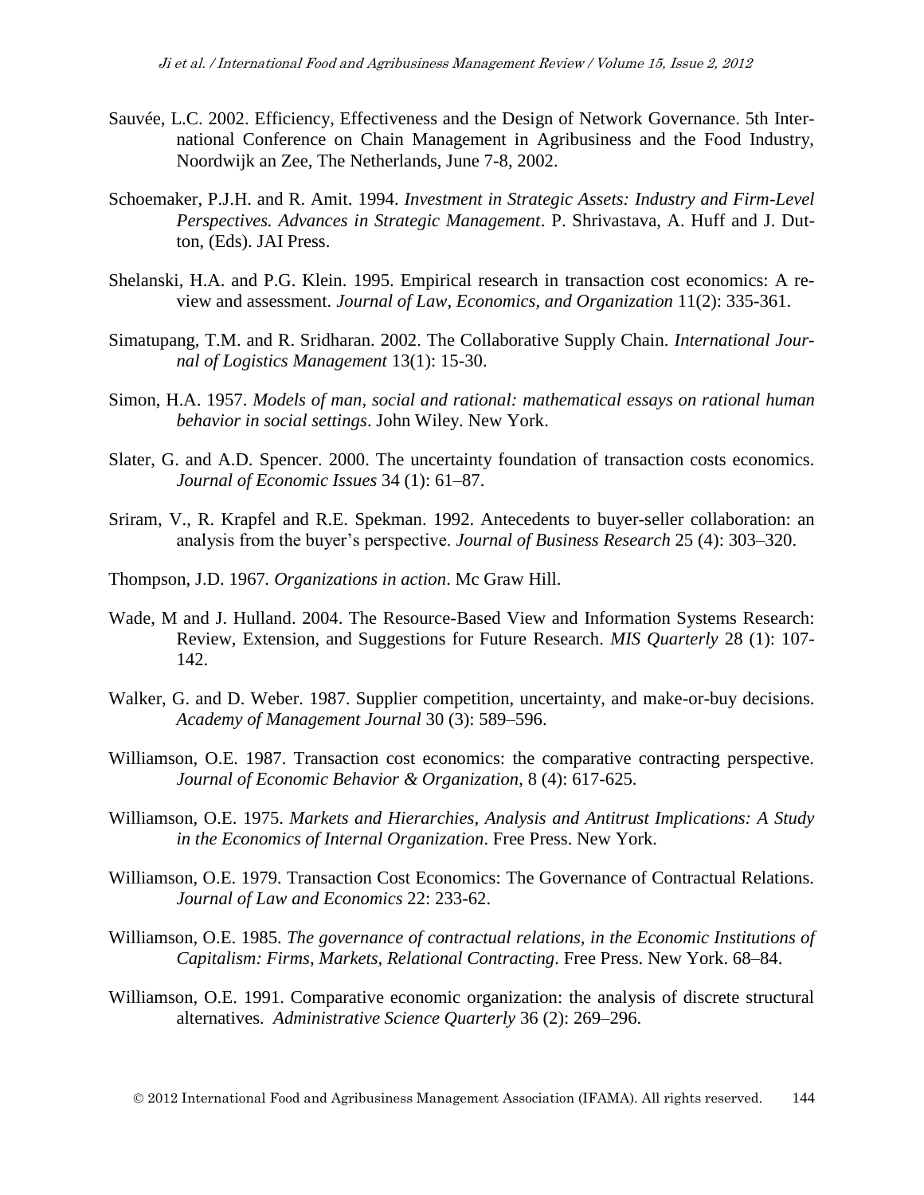Sauvée, L.C. 2002. Efficiency, Effectiveness and the Design of Network Governance. 5th International Conference on Chain Management in Agribusiness and the Food Industry, Noordwijk an Zee, The Netherlands, June 7-8, 2002.

Schoemaker, P.J.H. and R. Amit. 1994. *Investment in Strategic Assets: Industry and Firm-Level Perspectives. Advances in Strategic Management*. P. Shrivastava, A. Huff and J. Dutton, (Eds). JAI Press.

Shelanski, H.A. and P.G. Klein. 1995. Empirical research in transaction cost economics: A review and assessment. *Journal of Law, Economics, and Organization* 11(2): 335-361.

Simatupang, T.M. and R. Sridharan. 2002. The Collaborative Supply Chain. *International Journal of Logistics Management* 13(1): 15-30.

Simon, H.A. 1957. *Models of man, social and rational: mathematical essays on rational human behavior in social settings*. John Wiley. New York.

Slater, G. and A.D. Spencer. 2000. The uncertainty foundation of transaction costs economics. *Journal of Economic Issues* 34 (1): 61–87.

Sriram, V., R. Krapfel and R.E. Spekman. 1992. Antecedents to buyer-seller collaboration: an analysis from the buyer's perspective. *Journal of Business Research* 25 (4): 303–320.

Thompson, J.D. 1967. *Organizations in action*. Mc Graw Hill.

Wade, M and J. Hulland. 2004. The Resource-Based View and Information Systems Research: Review, Extension, and Suggestions for Future Research. *MIS Quarterly* 28 (1): 107-142.

Walker, G. and D. Weber. 1987. Supplier competition, uncertainty, and make-or-buy decisions. *Academy of Management Journal* 30 (3): 589–596.

Williamson, O.E. 1987. Transaction cost economics: the comparative contracting perspective. *Journal of Economic Behavior & Organization*, 8 (4): 617-625.

Williamson, O.E. 1975. *Markets and Hierarchies, Analysis and Antitrust Implications: A Study in the Economics of Internal Organization*. Free Press. New York.

Williamson, O.E. 1979. Transaction Cost Economics: The Governance of Contractual Relations. *Journal of Law and Economics* 22: 233-62.

Williamson, O.E. 1985. *The governance of contractual relations, in the Economic Institutions of Capitalism: Firms, Markets, Relational Contracting*. Free Press. New York. 68–84.

Williamson, O.E. 1991. Comparative economic organization: the analysis of discrete structural alternatives. *Administrative Science Quarterly* 36 (2): 269–296.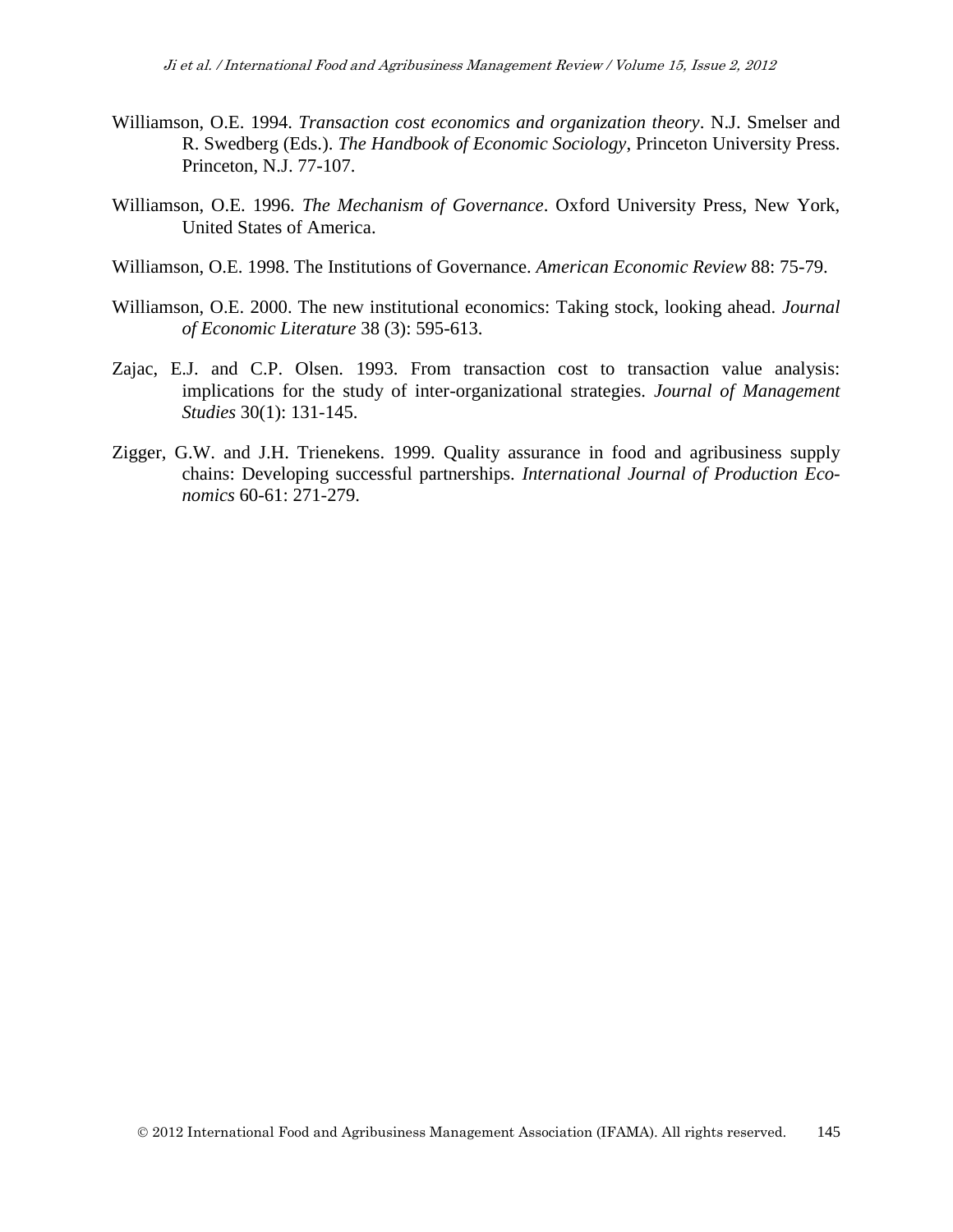Williamson, O.E. 1994. *Transaction cost economics and organization theory*. N.J. Smelser and R. Swedberg (Eds.). *The Handbook of Economic Sociology*, Princeton University Press. Princeton, N.J. 77-107.

Williamson, O.E. 1996. *The Mechanism of Governance*. Oxford University Press, New York, United States of America.

Williamson, O.E. 1998. The Institutions of Governance. *American Economic Review* 88: 75-79.

Williamson, O.E. 2000. The new institutional economics: Taking stock, looking ahead. *Journal of Economic Literature* 38 (3): 595-613.

Zajac, E.J. and C.P. Olsen. 1993. From transaction cost to transaction value analysis: implications for the study of inter-organizational strategies. *Journal of Management Studies* 30(1): 131-145.

Zigger, G.W. and J.H. Trienekens. 1999. Quality assurance in food and agribusiness supply chains: Developing successful partnerships. *International Journal of Production Economics* 60-61: 271-279.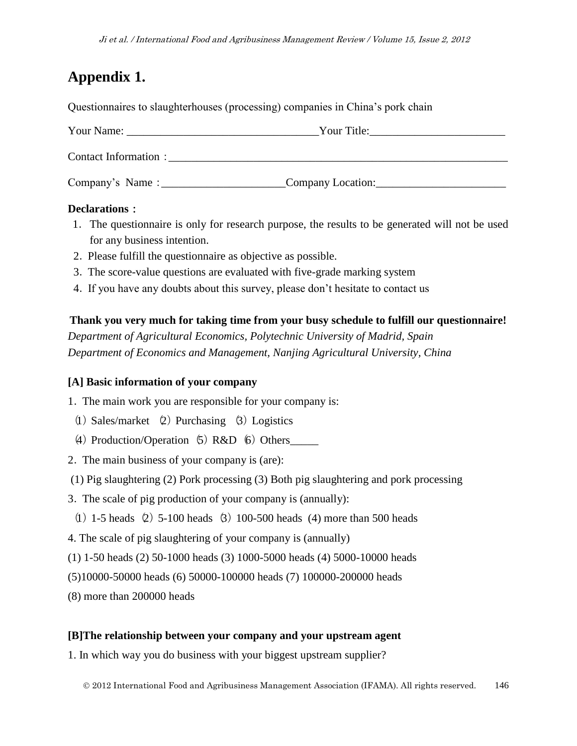# Appendix 1.

Questionnaires to slaughterhouses (processing) companies in China's pork chain

Your Name: _________________________________ Your Title:_______________________

Contact Information：___________________________________________________________

Company's Name：_____________________ Company Location:______________________

**Declarations：**

1. The questionnaire is only for research purpose, the results to be generated will not be used for any business intention.
2. Please fulfill the questionnaire as objective as possible.
3. The score-value questions are evaluated with five-grade marking system
4. If you have any doubts about this survey, please don't hesitate to contact us

**Thank you very much for taking time from your busy schedule to fulfill our questionnaire!**

*Department of Agricultural Economics, Polytechnic University of Madrid, Spain*

*Department of Economics and Management, Nanjing Agricultural University, China*

**[A] Basic information of your company**

1. The main work you are responsible for your company is:

⑴ Sales/market ⑵ Purchasing ⑶ Logistics

⑷ Production/Operation ⑸ R&D ⑹ Others_____

2. The main business of your company is (are):

(1) Pig slaughtering (2) Pork processing (3) Both pig slaughtering and pork processing

3. The scale of pig production of your company is (annually):

⑴ 1-5 heads ⑵ 5-100 heads ⑶ 100-500 heads (4) more than 500 heads

4. The scale of pig slaughtering of your company is (annually)

(1) 1-50 heads (2) 50-1000 heads (3) 1000-5000 heads (4) 5000-10000 heads

(5)10000-50000 heads (6) 50000-100000 heads (7) 100000-200000 heads

(8) more than 200000 heads

**[B]The relationship between your company and your upstream agent**

1. In which way you do business with your biggest upstream supplier?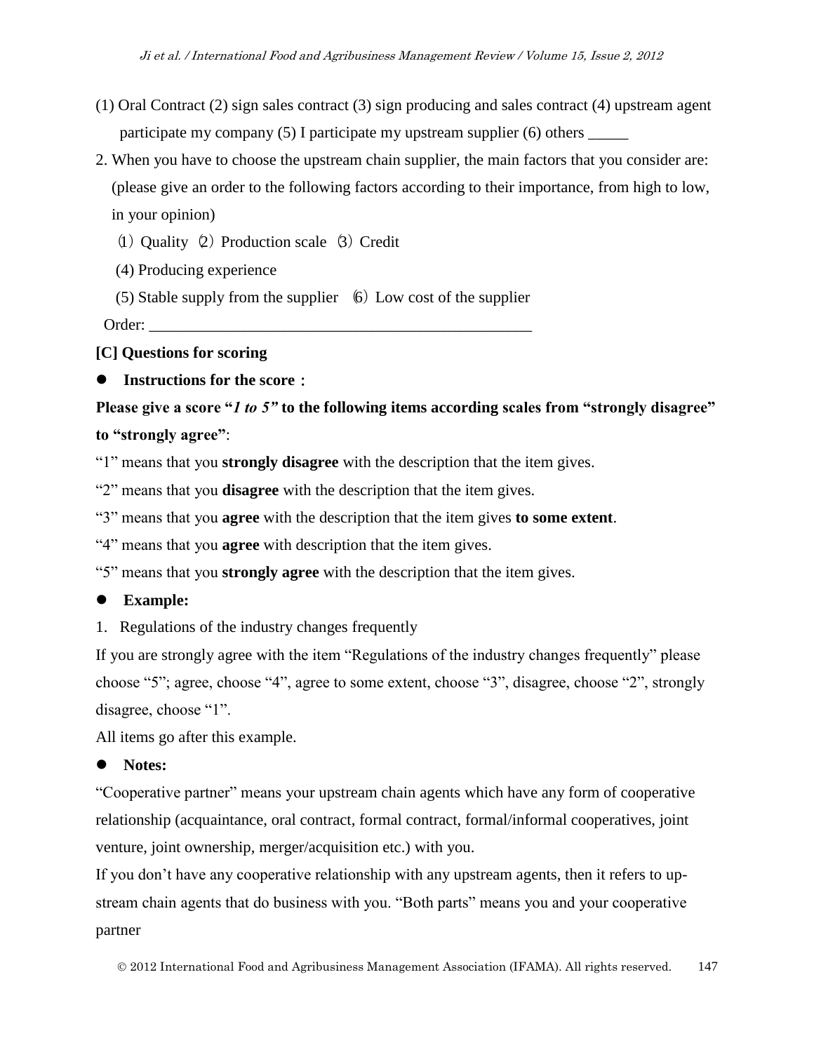(1) Oral Contract (2) sign sales contract (3) sign producing and sales contract (4) upstream agent participate my company (5) I participate my upstream supplier (6) others _____

2. When you have to choose the upstream chain supplier, the main factors that you consider are: (please give an order to the following factors according to their importance, from high to low, in your opinion)

   ⑴ Quality ⑵ Production scale ⑶ Credit

   (4) Producing experience

   (5) Stable supply from the supplier ⑹ Low cost of the supplier

   Order: ________________________________________________

**[C] Questions for scoring**

- **Instructions for the score：**

**Please give a score "*1 to 5"* to the following items according scales from "strongly disagree" to "strongly agree"**:

"1" means that you **strongly disagree** with the description that the item gives.

"2" means that you **disagree** with the description that the item gives.

"3" means that you **agree** with the description that the item gives **to some extent**.

"4" means that you **agree** with description that the item gives.

"5" means that you **strongly agree** with the description that the item gives.

- **Example:**

1. Regulations of the industry changes frequently

If you are strongly agree with the item "Regulations of the industry changes frequently" please choose "5"; agree, choose "4", agree to some extent, choose "3", disagree, choose "2", strongly disagree, choose "1".

All items go after this example.

- **Notes:**

"Cooperative partner" means your upstream chain agents which have any form of cooperative relationship (acquaintance, oral contract, formal contract, formal/informal cooperatives, joint venture, joint ownership, merger/acquisition etc.) with you.

If you don't have any cooperative relationship with any upstream agents, then it refers to up-stream chain agents that do business with you. "Both parts" means you and your cooperative partner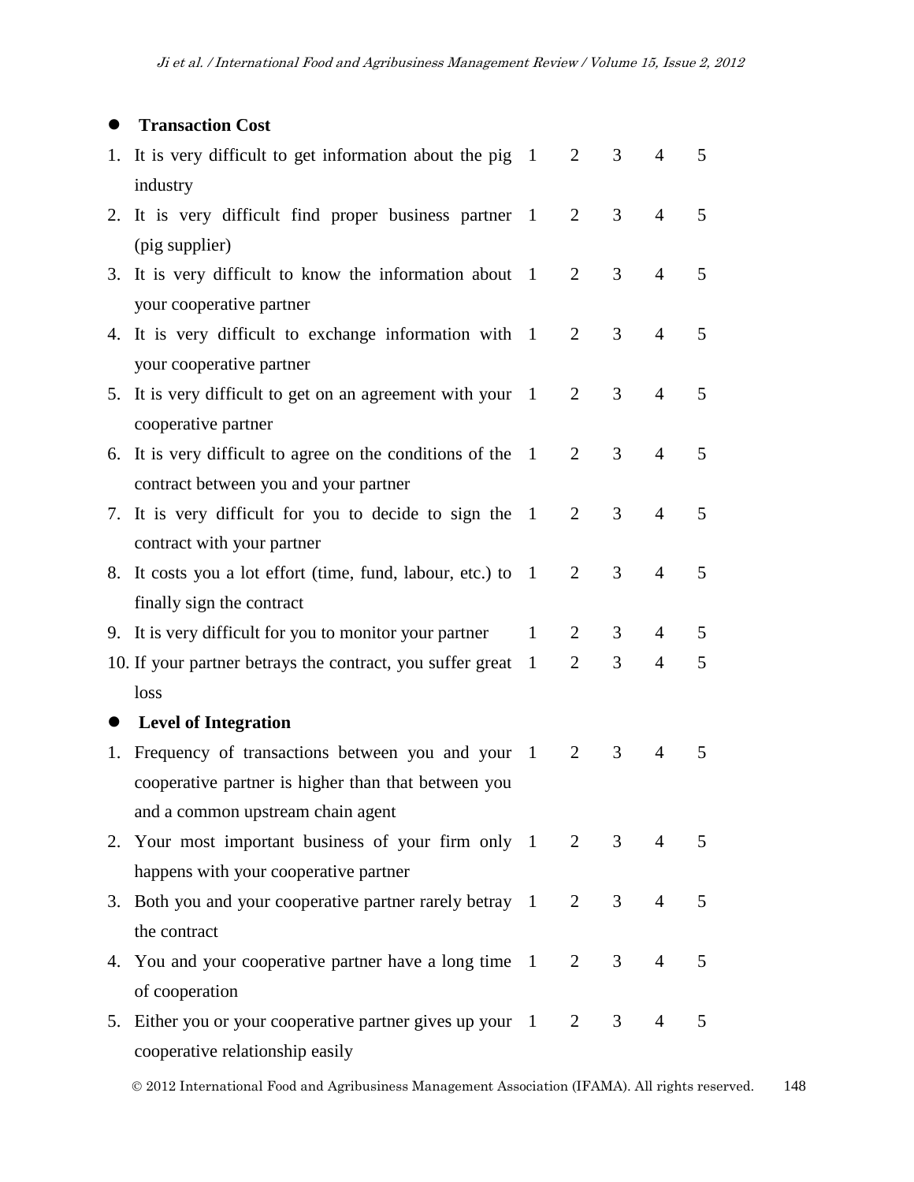- **Transaction Cost**

| | | | | | |
|---|---|---|---|---|---|
| 1. It is very difficult to get information about the pig industry | 1 | 2 | 3 | 4 | 5 |
| 2. It is very difficult find proper business partner (pig supplier) | 1 | 2 | 3 | 4 | 5 |
| 3. It is very difficult to know the information about your cooperative partner | 1 | 2 | 3 | 4 | 5 |
| 4. It is very difficult to exchange information with your cooperative partner | 1 | 2 | 3 | 4 | 5 |
| 5. It is very difficult to get on an agreement with your cooperative partner | 1 | 2 | 3 | 4 | 5 |
| 6. It is very difficult to agree on the conditions of the contract between you and your partner | 1 | 2 | 3 | 4 | 5 |
| 7. It is very difficult for you to decide to sign the contract with your partner | 1 | 2 | 3 | 4 | 5 |
| 8. It costs you a lot effort (time, fund, labour, etc.) to finally sign the contract | 1 | 2 | 3 | 4 | 5 |
| 9. It is very difficult for you to monitor your partner | 1 | 2 | 3 | 4 | 5 |
| 10. If your partner betrays the contract, you suffer great loss | 1 | 2 | 3 | 4 | 5 |

- **Level of Integration**

| | | | | | |
|---|---|---|---|---|---|
| 1. Frequency of transactions between you and your cooperative partner is higher than that between you and a common upstream chain agent | 1 | 2 | 3 | 4 | 5 |
| 2. Your most important business of your firm only happens with your cooperative partner | 1 | 2 | 3 | 4 | 5 |
| 3. Both you and your cooperative partner rarely betray the contract | 1 | 2 | 3 | 4 | 5 |
| 4. You and your cooperative partner have a long time of cooperation | 1 | 2 | 3 | 4 | 5 |
| 5. Either you or your cooperative partner gives up your cooperative relationship easily | 1 | 2 | 3 | 4 | 5 |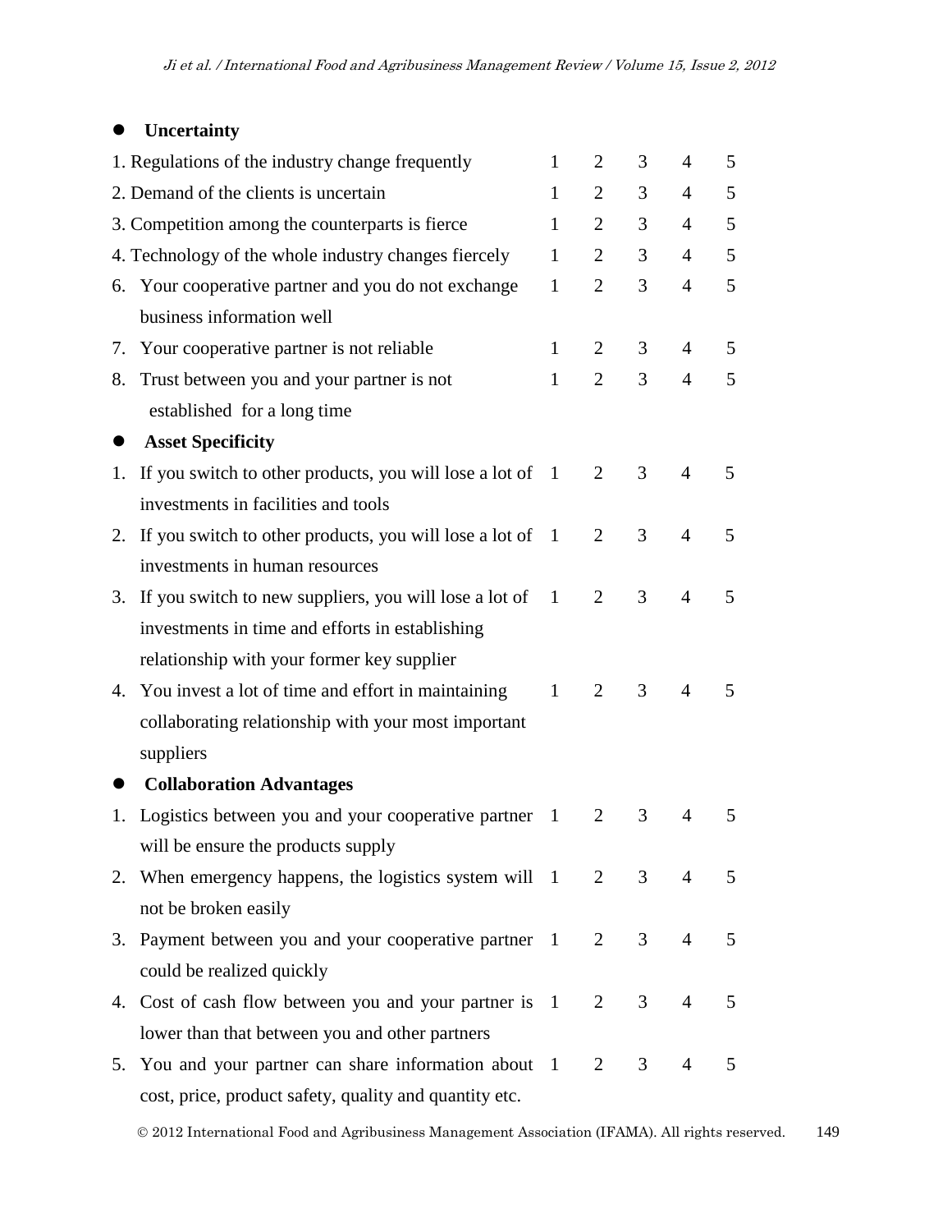- **Uncertainty**

| | | | | | |
|---|---|---|---|---|---|
| 1. Regulations of the industry change frequently | 1 | 2 | 3 | 4 | 5 |
| 2. Demand of the clients is uncertain | 1 | 2 | 3 | 4 | 5 |
| 3. Competition among the counterparts is fierce | 1 | 2 | 3 | 4 | 5 |
| 4. Technology of the whole industry changes fiercely | 1 | 2 | 3 | 4 | 5 |
| 6. Your cooperative partner and you do not exchange business information well | 1 | 2 | 3 | 4 | 5 |
| 7. Your cooperative partner is not reliable | 1 | 2 | 3 | 4 | 5 |
| 8. Trust between you and your partner is not established for a long time | 1 | 2 | 3 | 4 | 5 |

- **Asset Specificity**

| | | | | | |
|---|---|---|---|---|---|
| 1. If you switch to other products, you will lose a lot of investments in facilities and tools | 1 | 2 | 3 | 4 | 5 |
| 2. If you switch to other products, you will lose a lot of investments in human resources | 1 | 2 | 3 | 4 | 5 |
| 3. If you switch to new suppliers, you will lose a lot of investments in time and efforts in establishing relationship with your former key supplier | 1 | 2 | 3 | 4 | 5 |
| 4. You invest a lot of time and effort in maintaining collaborating relationship with your most important suppliers | 1 | 2 | 3 | 4 | 5 |

- **Collaboration Advantages**

| | | | | | |
|---|---|---|---|---|---|
| 1. Logistics between you and your cooperative partner will be ensure the products supply | 1 | 2 | 3 | 4 | 5 |
| 2. When emergency happens, the logistics system will not be broken easily | 1 | 2 | 3 | 4 | 5 |
| 3. Payment between you and your cooperative partner could be realized quickly | 1 | 2 | 3 | 4 | 5 |
| 4. Cost of cash flow between you and your partner is lower than that between you and other partners | 1 | 2 | 3 | 4 | 5 |
| 5. You and your partner can share information about cost, price, product safety, quality and quantity etc. | 1 | 2 | 3 | 4 | 5 |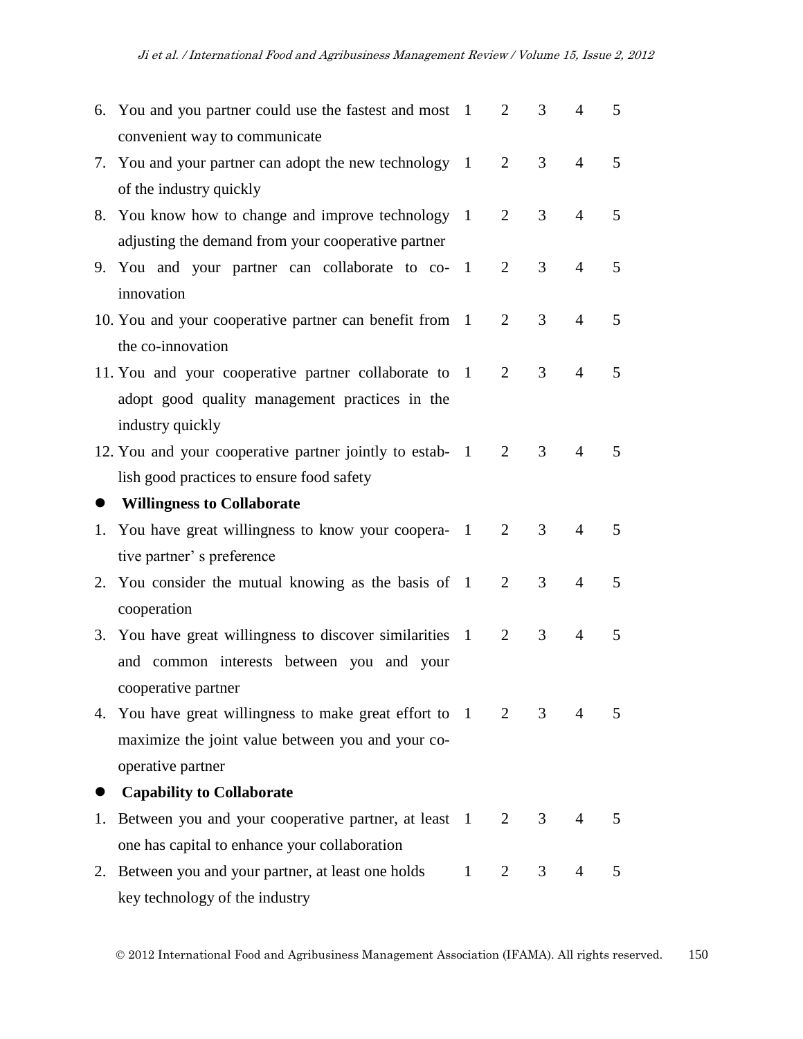| | | | | | |
|---|---|---|---|---|---|
| 6. You and you partner could use the fastest and most convenient way to communicate | 1 | 2 | 3 | 4 | 5 |
| 7. You and your partner can adopt the new technology of the industry quickly | 1 | 2 | 3 | 4 | 5 |
| 8. You know how to change and improve technology adjusting the demand from your cooperative partner | 1 | 2 | 3 | 4 | 5 |
| 9. You and your partner can collaborate to co-innovation | 1 | 2 | 3 | 4 | 5 |
| 10. You and your cooperative partner can benefit from the co-innovation | 1 | 2 | 3 | 4 | 5 |
| 11. You and your cooperative partner collaborate to adopt good quality management practices in the industry quickly | 1 | 2 | 3 | 4 | 5 |
| 12. You and your cooperative partner jointly to establish good practices to ensure food safety | 1 | 2 | 3 | 4 | 5 |
| ● **Willingness to Collaborate** | | | | | |
| 1. You have great willingness to know your cooperative partner' s preference | 1 | 2 | 3 | 4 | 5 |
| 2. You consider the mutual knowing as the basis of cooperation | 1 | 2 | 3 | 4 | 5 |
| 3. You have great willingness to discover similarities and common interests between you and your cooperative partner | 1 | 2 | 3 | 4 | 5 |
| 4. You have great willingness to make great effort to maximize the joint value between you and your cooperative partner | 1 | 2 | 3 | 4 | 5 |
| ● **Capability to Collaborate** | | | | | |
| 1. Between you and your cooperative partner, at least one has capital to enhance your collaboration | 1 | 2 | 3 | 4 | 5 |
| 2. Between you and your partner, at least one holds key technology of the industry | 1 | 2 | 3 | 4 | 5 |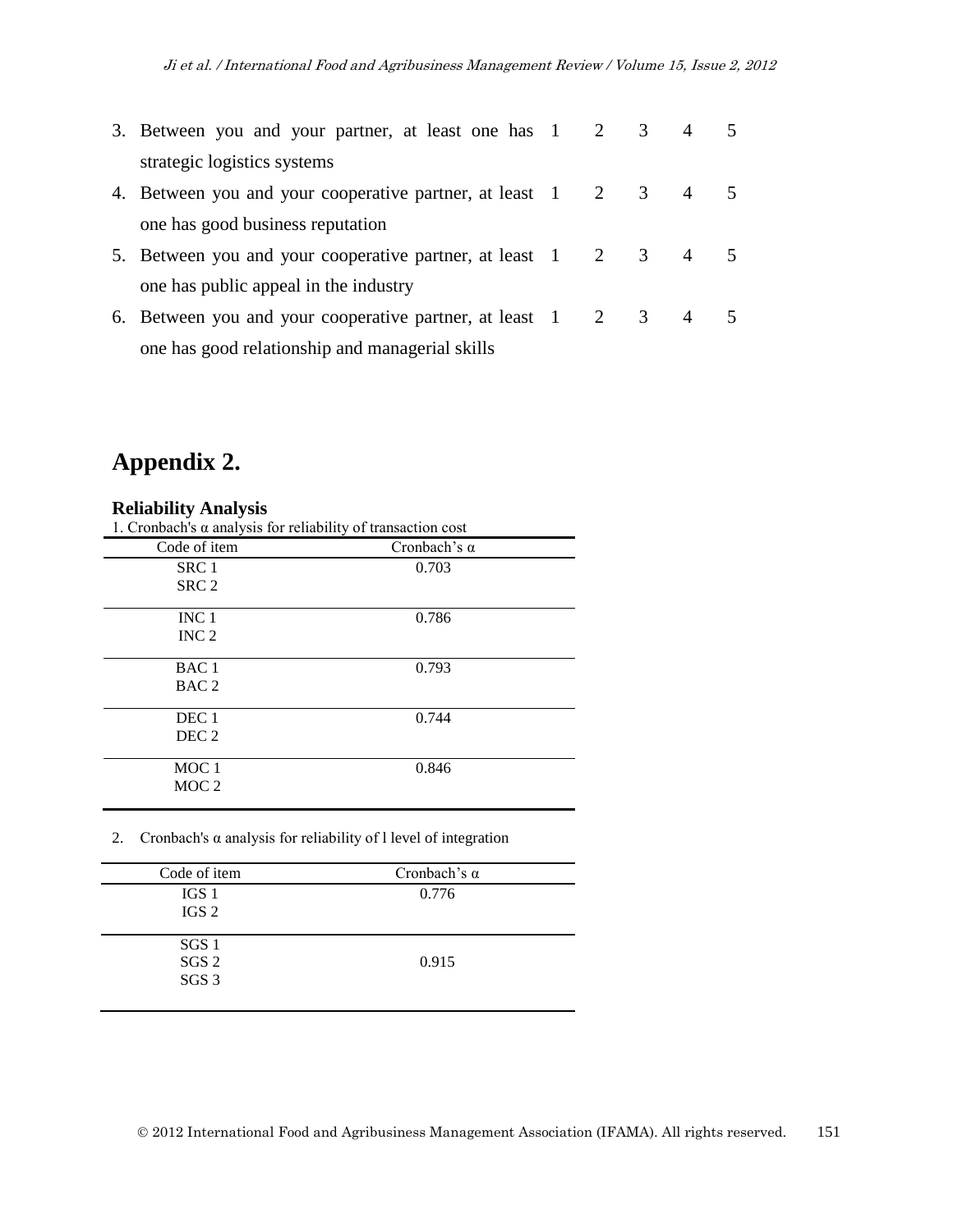| | | 1 | 2 | 3 | 4 | 5 |
|---|---|---|---|---|---|---|
| 3. | Between you and your partner, at least one has strategic logistics systems | 1 | 2 | 3 | 4 | 5 |
| 4. | Between you and your cooperative partner, at least one has good business reputation | 1 | 2 | 3 | 4 | 5 |
| 5. | Between you and your cooperative partner, at least one has public appeal in the industry | 1 | 2 | 3 | 4 | 5 |
| 6. | Between you and your cooperative partner, at least one has good relationship and managerial skills | 1 | 2 | 3 | 4 | 5 |

## Appendix 2.

### Reliability Analysis

1. Cronbach's α analysis for reliability of transaction cost

| Code of item | Cronbach's α |
|---|---|
| SRC 1<br>SRC 2 | 0.703 |
| INC 1<br>INC 2 | 0.786 |
| BAC 1<br>BAC 2 | 0.793 |
| DEC 1<br>DEC 2 | 0.744 |
| MOC 1<br>MOC 2 | 0.846 |

2. Cronbach's α analysis for reliability of l level of integration

| Code of item | Cronbach's α |
|---|---|
| IGS 1<br>IGS 2 | 0.776 |
| SGS 1<br>SGS 2<br>SGS 3 | 0.915 |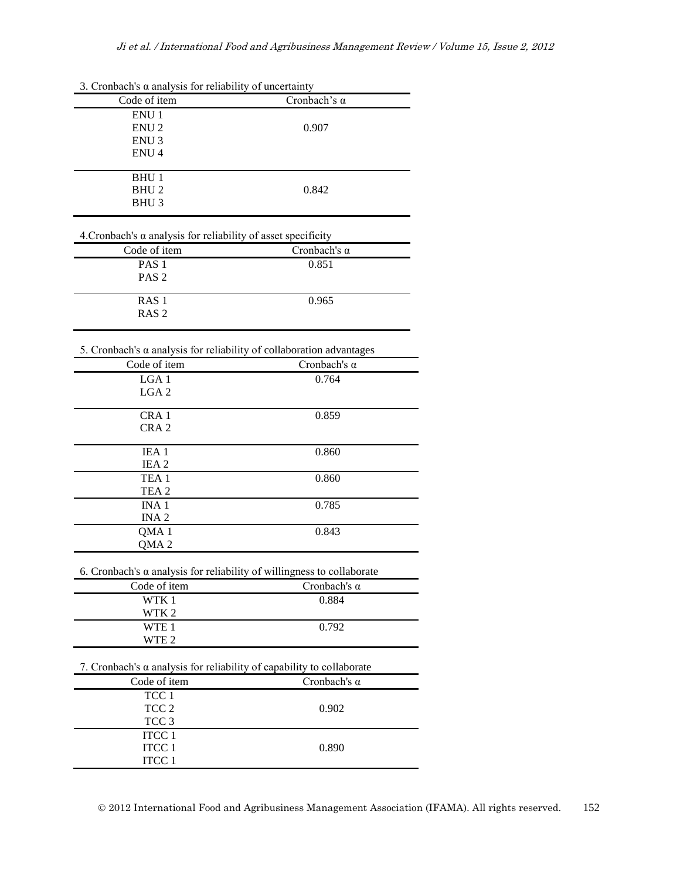3. Cronbach's α analysis for reliability of uncertainty

| Code of item | Cronbach's α |
|---|---|
| ENU 1<br>ENU 2<br>ENU 3<br>ENU 4 | 0.907 |
| BHU 1<br>BHU 2<br>BHU 3 | 0.842 |

4.Cronbach's α analysis for reliability of asset specificity

| Code of item | Cronbach's α |
|---|---|
| PAS 1<br>PAS 2 | 0.851 |
| RAS 1<br>RAS 2 | 0.965 |

5. Cronbach's α analysis for reliability of collaboration advantages

| Code of item | Cronbach's α |
|---|---|
| LGA 1<br>LGA 2 | 0.764 |
| CRA 1<br>CRA 2 | 0.859 |
| IEA 1<br>IEA 2 | 0.860 |
| TEA 1<br>TEA 2 | 0.860 |
| INA 1<br>INA 2 | 0.785 |
| QMA 1<br>QMA 2 | 0.843 |

6. Cronbach's α analysis for reliability of willingness to collaborate

| Code of item | Cronbach's α |
|---|---|
| WTK 1<br>WTK 2 | 0.884 |
| WTE 1<br>WTE 2 | 0.792 |

7. Cronbach's α analysis for reliability of capability to collaborate

| Code of item | Cronbach's α |
|---|---|
| TCC 1<br>TCC 2<br>TCC 3 | 0.902 |
| ITCC 1<br>ITCC 1<br>ITCC 1 | 0.890 |